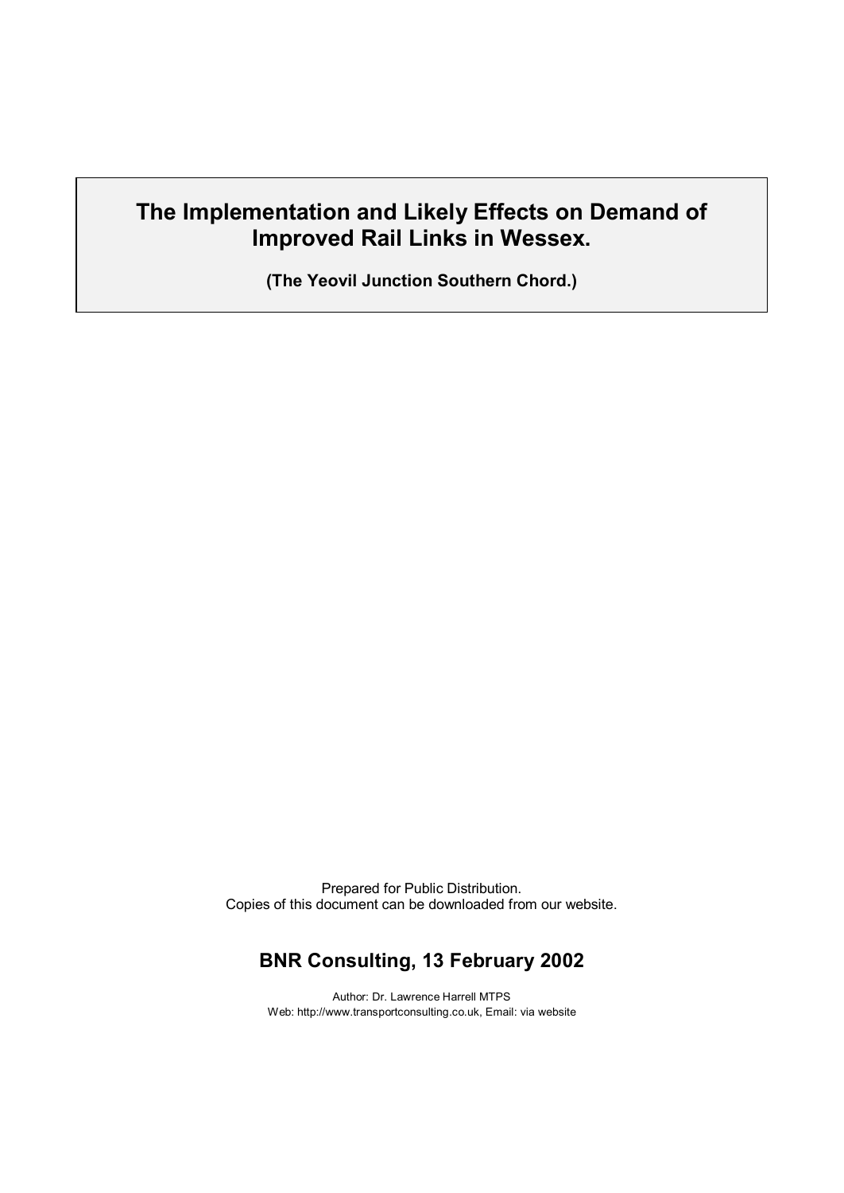# The Implementation and Likely Effects on Demand of Improved Rail Links in Wessex.

**(The Yeovil Junction Southern Chord.)**

Prepared for Public Distribution.
Copies of this document can be downloaded from our website.

## BNR Consulting, 13 February 2002

Author: Dr. Lawrence Harrell MTPS
Web: http://www.transportconsulting.co.uk, Email: via website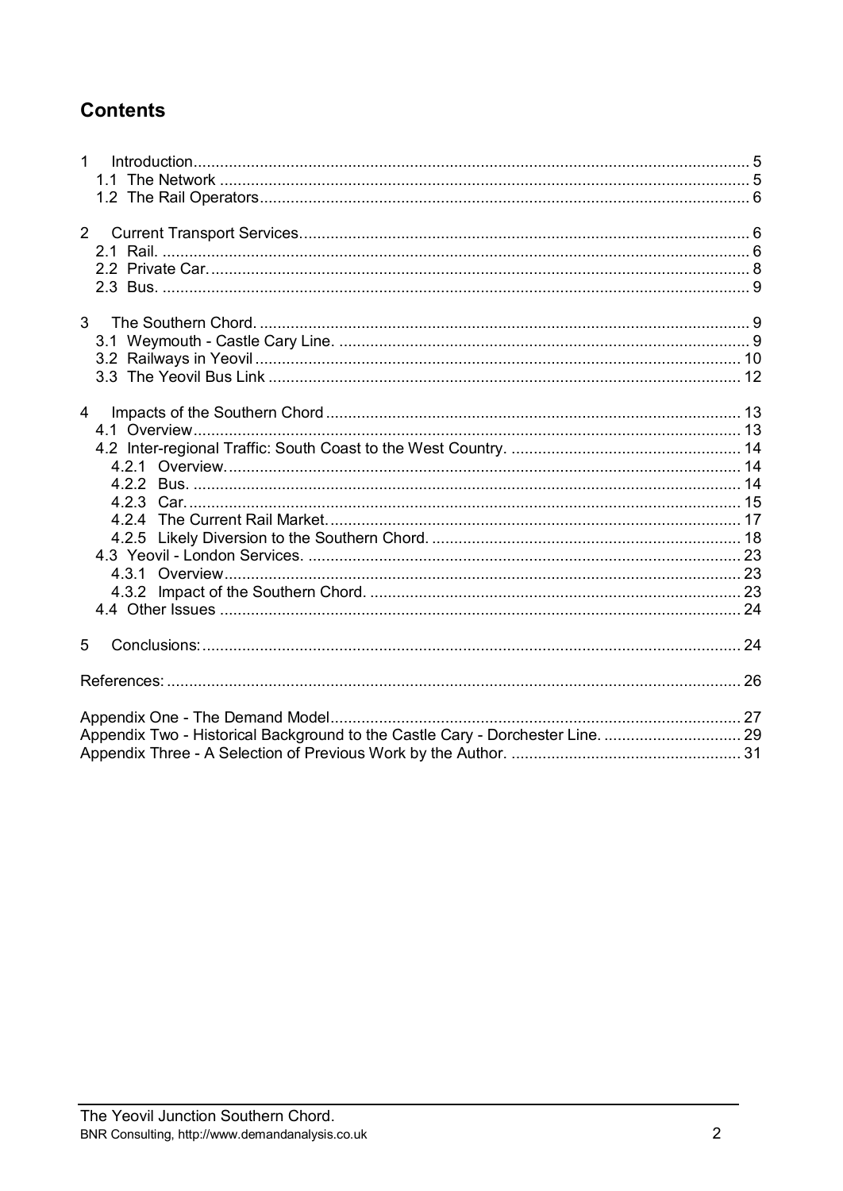## Contents

1 Introduction ... 5
  1.1 The Network ... 5
  1.2 The Rail Operators ... 6

2 Current Transport Services ... 6
  2.1 Rail. ... 6
  2.2 Private Car. ... 8
  2.3 Bus. ... 9

3 The Southern Chord. ... 9
  3.1 Weymouth - Castle Cary Line. ... 9
  3.2 Railways in Yeovil ... 10
  3.3 The Yeovil Bus Link ... 12

4 Impacts of the Southern Chord ... 13
  4.1 Overview ... 13
  4.2 Inter-regional Traffic: South Coast to the West Country. ... 14
    4.2.1 Overview. ... 14
    4.2.2 Bus. ... 14
    4.2.3 Car. ... 15
    4.2.4 The Current Rail Market. ... 17
    4.2.5 Likely Diversion to the Southern Chord. ... 18
  4.3 Yeovil - London Services. ... 23
    4.3.1 Overview ... 23
    4.3.2 Impact of the Southern Chord. ... 23
  4.4 Other Issues ... 24

5 Conclusions: ... 24

References: ... 26

Appendix One - The Demand Model ... 27
Appendix Two - Historical Background to the Castle Cary - Dorchester Line. ... 29
Appendix Three - A Selection of Previous Work by the Author. ... 31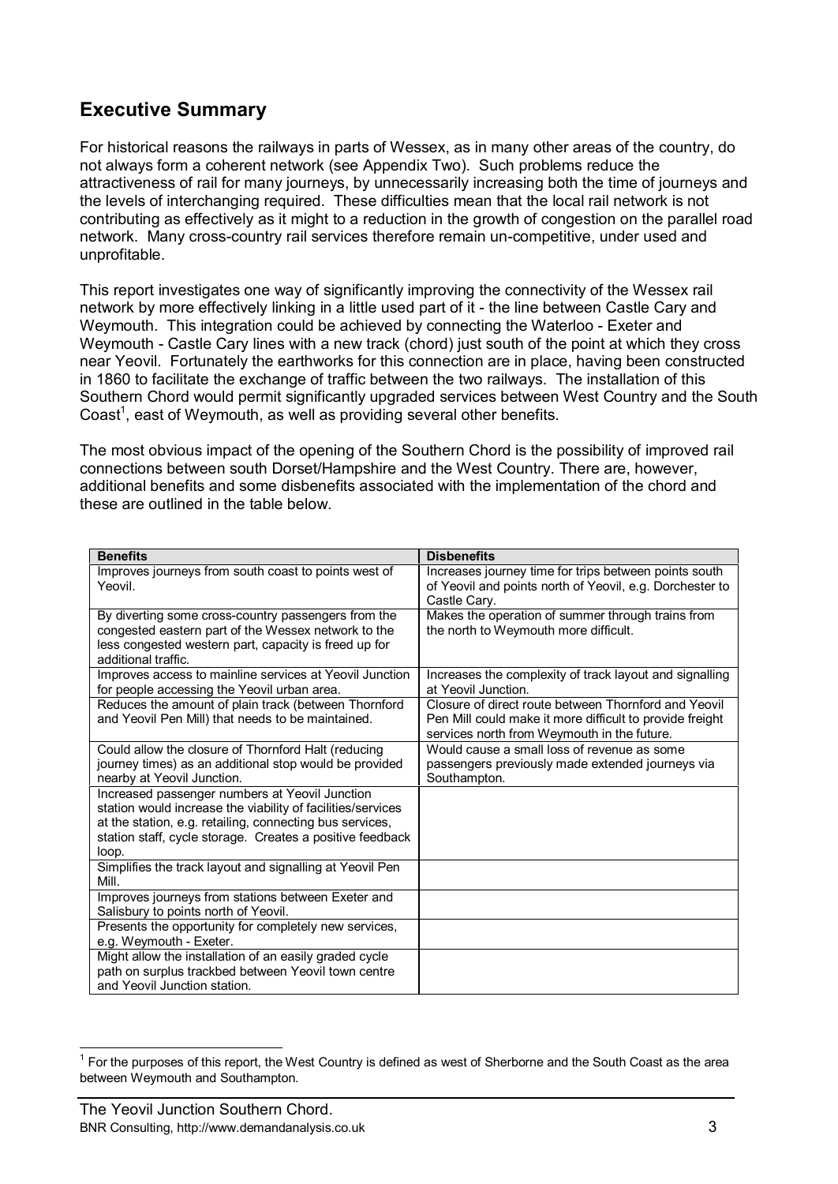## Executive Summary

For historical reasons the railways in parts of Wessex, as in many other areas of the country, do not always form a coherent network (see Appendix Two). Such problems reduce the attractiveness of rail for many journeys, by unnecessarily increasing both the time of journeys and the levels of interchanging required. These difficulties mean that the local rail network is not contributing as effectively as it might to a reduction in the growth of congestion on the parallel road network. Many cross-country rail services therefore remain un-competitive, under used and unprofitable.

This report investigates one way of significantly improving the connectivity of the Wessex rail network by more effectively linking in a little used part of it - the line between Castle Cary and Weymouth. This integration could be achieved by connecting the Waterloo - Exeter and Weymouth - Castle Cary lines with a new track (chord) just south of the point at which they cross near Yeovil. Fortunately the earthworks for this connection are in place, having been constructed in 1860 to facilitate the exchange of traffic between the two railways. The installation of this Southern Chord would permit significantly upgraded services between West Country and the South Coast[1], east of Weymouth, as well as providing several other benefits.

The most obvious impact of the opening of the Southern Chord is the possibility of improved rail connections between south Dorset/Hampshire and the West Country. There are, however, additional benefits and some disbenefits associated with the implementation of the chord and these are outlined in the table below.

| Benefits | Disbenefits |
|---|---|
| Improves journeys from south coast to points west of Yeovil. | Increases journey time for trips between points south of Yeovil and points north of Yeovil, e.g. Dorchester to Castle Cary. |
| By diverting some cross-country passengers from the congested eastern part of the Wessex network to the less congested western part, capacity is freed up for additional traffic. | Makes the operation of summer through trains from the north to Weymouth more difficult. |
| Improves access to mainline services at Yeovil Junction for people accessing the Yeovil urban area. | Increases the complexity of track layout and signalling at Yeovil Junction. |
| Reduces the amount of plain track (between Thornford and Yeovil Pen Mill) that needs to be maintained. | Closure of direct route between Thornford and Yeovil Pen Mill could make it more difficult to provide freight services north from Weymouth in the future. |
| Could allow the closure of Thornford Halt (reducing journey times) as an additional stop would be provided nearby at Yeovil Junction. | Would cause a small loss of revenue as some passengers previously made extended journeys via Southampton. |
| Increased passenger numbers at Yeovil Junction station would increase the viability of facilities/services at the station, e.g. retailing, connecting bus services, station staff, cycle storage. Creates a positive feedback loop. | |
| Simplifies the track layout and signalling at Yeovil Pen Mill. | |
| Improves journeys from stations between Exeter and Salisbury to points north of Yeovil. | |
| Presents the opportunity for completely new services, e.g. Weymouth - Exeter. | |
| Might allow the installation of an easily graded cycle path on surplus trackbed between Yeovil town centre and Yeovil Junction station. | |

[1] For the purposes of this report, the West Country is defined as west of Sherborne and the South Coast as the area between Weymouth and Southampton.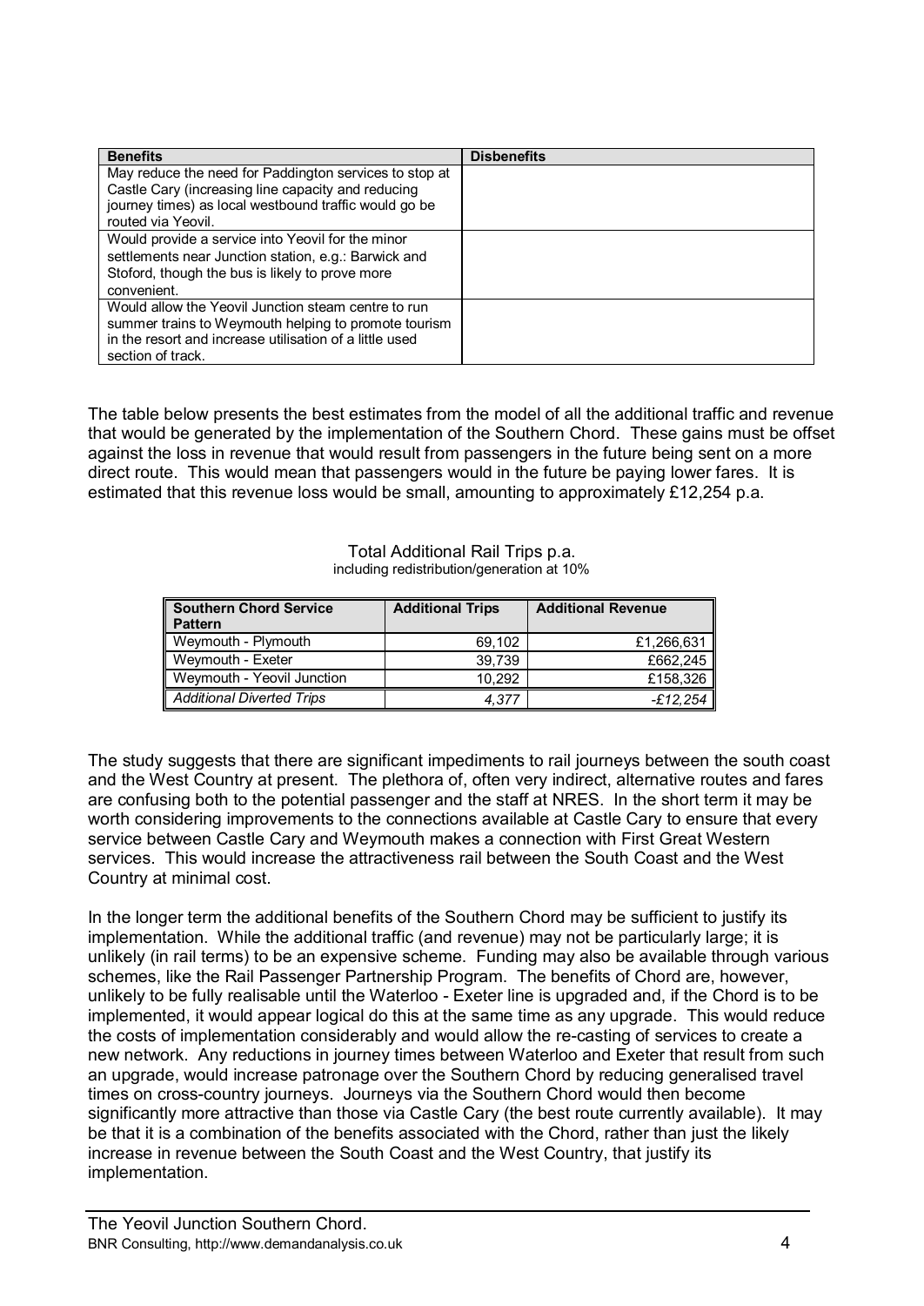| Benefits | Disbenefits |
| --- | --- |
| May reduce the need for Paddington services to stop at Castle Cary (increasing line capacity and reducing journey times) as local westbound traffic would go be routed via Yeovil. | |
| Would provide a service into Yeovil for the minor settlements near Junction station, e.g.: Barwick and Stoford, though the bus is likely to prove more convenient. | |
| Would allow the Yeovil Junction steam centre to run summer trains to Weymouth helping to promote tourism in the resort and increase utilisation of a little used section of track. | |

The table below presents the best estimates from the model of all the additional traffic and revenue that would be generated by the implementation of the Southern Chord. These gains must be offset against the loss in revenue that would result from passengers in the future being sent on a more direct route. This would mean that passengers would in the future be paying lower fares. It is estimated that this revenue loss would be small, amounting to approximately £12,254 p.a.

Total Additional Rail Trips p.a.
including redistribution/generation at 10%

| Southern Chord Service Pattern | Additional Trips | Additional Revenue |
| --- | --- | --- |
| Weymouth - Plymouth | 69,102 | £1,266,631 |
| Weymouth - Exeter | 39,739 | £662,245 |
| Weymouth - Yeovil Junction | 10,292 | £158,326 |
| *Additional Diverted Trips* | *4,377* | *-£12,254* |

The study suggests that there are significant impediments to rail journeys between the south coast and the West Country at present. The plethora of, often very indirect, alternative routes and fares are confusing both to the potential passenger and the staff at NRES. In the short term it may be worth considering improvements to the connections available at Castle Cary to ensure that every service between Castle Cary and Weymouth makes a connection with First Great Western services. This would increase the attractiveness rail between the South Coast and the West Country at minimal cost.

In the longer term the additional benefits of the Southern Chord may be sufficient to justify its implementation. While the additional traffic (and revenue) may not be particularly large; it is unlikely (in rail terms) to be an expensive scheme. Funding may also be available through various schemes, like the Rail Passenger Partnership Program. The benefits of Chord are, however, unlikely to be fully realisable until the Waterloo - Exeter line is upgraded and, if the Chord is to be implemented, it would appear logical do this at the same time as any upgrade. This would reduce the costs of implementation considerably and would allow the re-casting of services to create a new network. Any reductions in journey times between Waterloo and Exeter that result from such an upgrade, would increase patronage over the Southern Chord by reducing generalised travel times on cross-country journeys. Journeys via the Southern Chord would then become significantly more attractive than those via Castle Cary (the best route currently available). It may be that it is a combination of the benefits associated with the Chord, rather than just the likely increase in revenue between the South Coast and the West Country, that justify its implementation.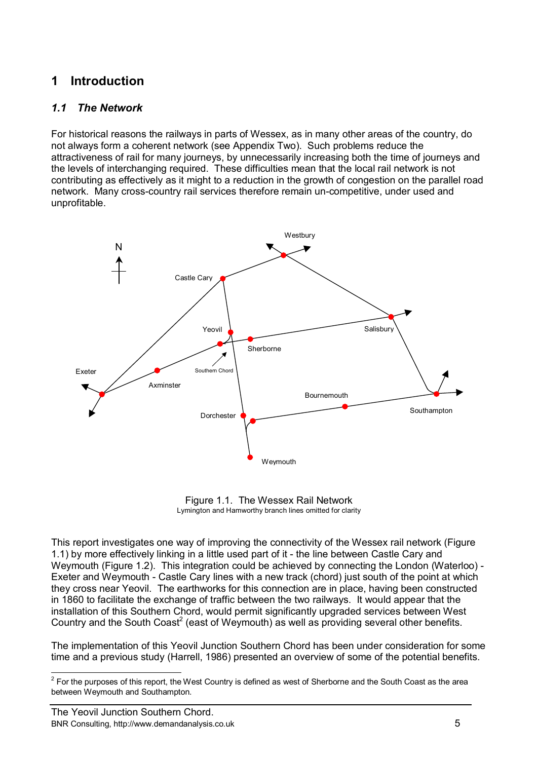# 1 Introduction

## *1.1 The Network*

For historical reasons the railways in parts of Wessex, as in many other areas of the country, do not always form a coherent network (see Appendix Two). Such problems reduce the attractiveness of rail for many journeys, by unnecessarily increasing both the time of journeys and the levels of interchanging required. These difficulties mean that the local rail network is not contributing as effectively as it might to a reduction in the growth of congestion on the parallel road network. Many cross-country rail services therefore remain un-competitive, under used and unprofitable.

Figure 1.1. The Wessex Rail Network
Lymington and Hamworthy branch lines omitted for clarity

This report investigates one way of improving the connectivity of the Wessex rail network (Figure 1.1) by more effectively linking in a little used part of it - the line between Castle Cary and Weymouth (Figure 1.2). This integration could be achieved by connecting the London (Waterloo) - Exeter and Weymouth - Castle Cary lines with a new track (chord) just south of the point at which they cross near Yeovil. The earthworks for this connection are in place, having been constructed in 1860 to facilitate the exchange of traffic between the two railways. It would appear that the installation of this Southern Chord, would permit significantly upgraded services between West Country and the South Coast[2] (east of Weymouth) as well as providing several other benefits.

The implementation of this Yeovil Junction Southern Chord has been under consideration for some time and a previous study (Harrell, 1986) presented an overview of some of the potential benefits.

[2] For the purposes of this report, the West Country is defined as west of Sherborne and the South Coast as the area between Weymouth and Southampton.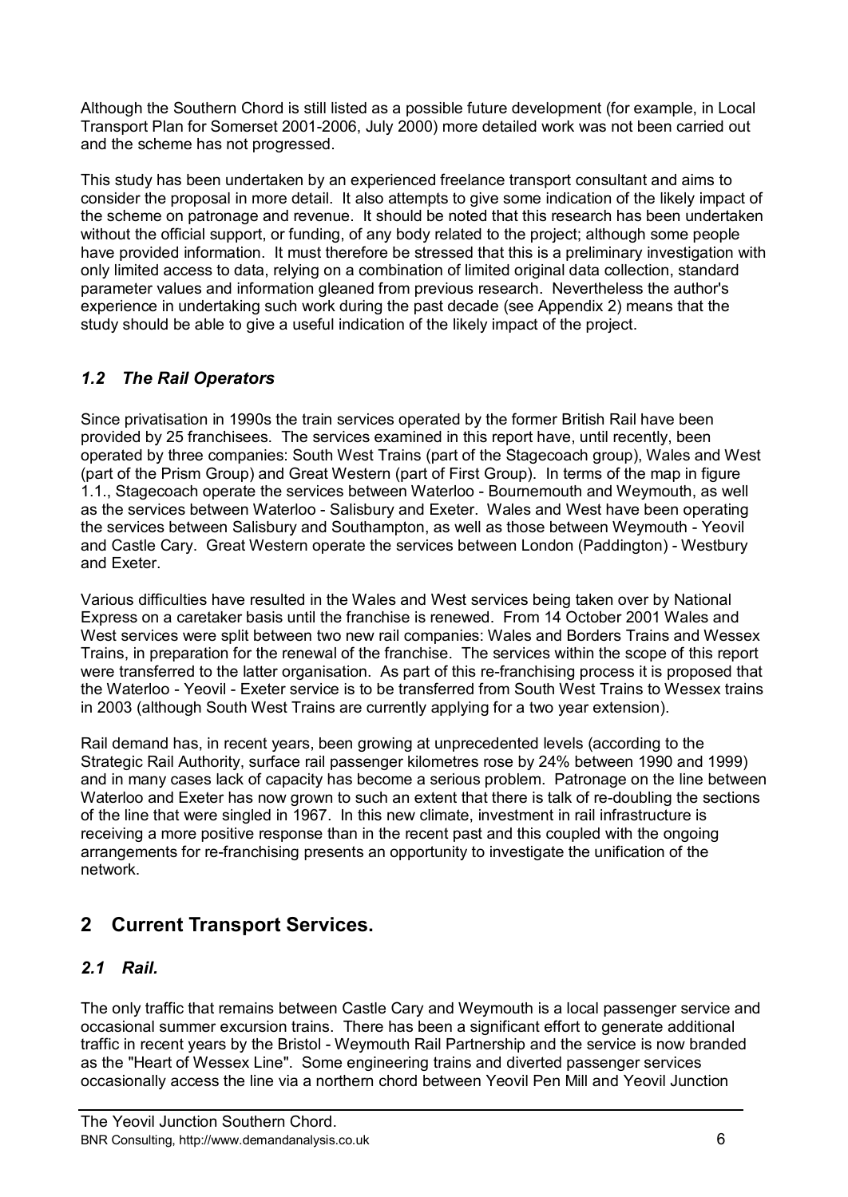Although the Southern Chord is still listed as a possible future development (for example, in Local Transport Plan for Somerset 2001-2006, July 2000) more detailed work was not been carried out and the scheme has not progressed.

This study has been undertaken by an experienced freelance transport consultant and aims to consider the proposal in more detail. It also attempts to give some indication of the likely impact of the scheme on patronage and revenue. It should be noted that this research has been undertaken without the official support, or funding, of any body related to the project; although some people have provided information. It must therefore be stressed that this is a preliminary investigation with only limited access to data, relying on a combination of limited original data collection, standard parameter values and information gleaned from previous research. Nevertheless the author's experience in undertaking such work during the past decade (see Appendix 2) means that the study should be able to give a useful indication of the likely impact of the project.

### *1.2 The Rail Operators*

Since privatisation in 1990s the train services operated by the former British Rail have been provided by 25 franchisees. The services examined in this report have, until recently, been operated by three companies: South West Trains (part of the Stagecoach group), Wales and West (part of the Prism Group) and Great Western (part of First Group). In terms of the map in figure 1.1., Stagecoach operate the services between Waterloo - Bournemouth and Weymouth, as well as the services between Waterloo - Salisbury and Exeter. Wales and West have been operating the services between Salisbury and Southampton, as well as those between Weymouth - Yeovil and Castle Cary. Great Western operate the services between London (Paddington) - Westbury and Exeter.

Various difficulties have resulted in the Wales and West services being taken over by National Express on a caretaker basis until the franchise is renewed. From 14 October 2001 Wales and West services were split between two new rail companies: Wales and Borders Trains and Wessex Trains, in preparation for the renewal of the franchise. The services within the scope of this report were transferred to the latter organisation. As part of this re-franchising process it is proposed that the Waterloo - Yeovil - Exeter service is to be transferred from South West Trains to Wessex trains in 2003 (although South West Trains are currently applying for a two year extension).

Rail demand has, in recent years, been growing at unprecedented levels (according to the Strategic Rail Authority, surface rail passenger kilometres rose by 24% between 1990 and 1999) and in many cases lack of capacity has become a serious problem. Patronage on the line between Waterloo and Exeter has now grown to such an extent that there is talk of re-doubling the sections of the line that were singled in 1967. In this new climate, investment in rail infrastructure is receiving a more positive response than in the recent past and this coupled with the ongoing arrangements for re-franchising presents an opportunity to investigate the unification of the network.

## 2 Current Transport Services.

### *2.1 Rail.*

The only traffic that remains between Castle Cary and Weymouth is a local passenger service and occasional summer excursion trains. There has been a significant effort to generate additional traffic in recent years by the Bristol - Weymouth Rail Partnership and the service is now branded as the "Heart of Wessex Line". Some engineering trains and diverted passenger services occasionally access the line via a northern chord between Yeovil Pen Mill and Yeovil Junction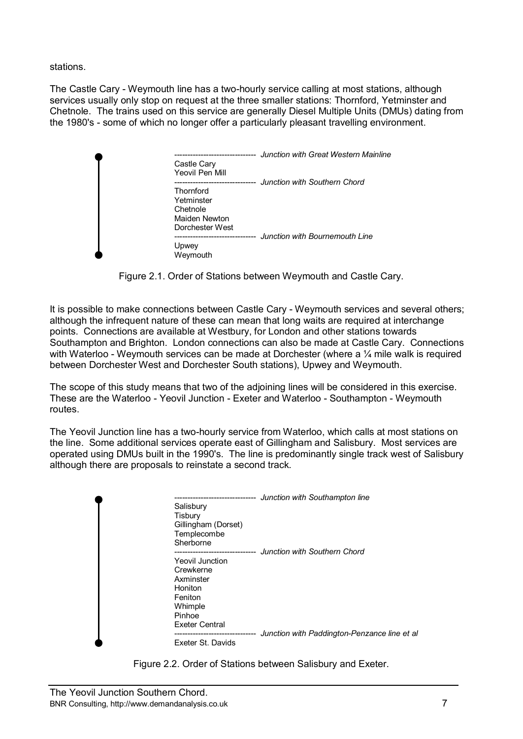stations.

The Castle Cary - Weymouth line has a two-hourly service calling at most stations, although services usually only stop on request at the three smaller stations: Thornford, Yetminster and Chetnole. The trains used on this service are generally Diesel Multiple Units (DMUs) dating from the 1980's - some of which no longer offer a particularly pleasant travelling environment.

```
------------------------------  Junction with Great Western Mainline
Castle Cary
Yeovil Pen Mill
------------------------------  Junction with Southern Chord
Thornford
Yetminster
Chetnole
Maiden Newton
Dorchester West
------------------------------  Junction with Bournemouth Line
Upwey
Weymouth
```

Figure 2.1. Order of Stations between Weymouth and Castle Cary.

It is possible to make connections between Castle Cary - Weymouth services and several others; although the infrequent nature of these can mean that long waits are required at interchange points. Connections are available at Westbury, for London and other stations towards Southampton and Brighton. London connections can also be made at Castle Cary. Connections with Waterloo - Weymouth services can be made at Dorchester (where a ¼ mile walk is required between Dorchester West and Dorchester South stations), Upwey and Weymouth.

The scope of this study means that two of the adjoining lines will be considered in this exercise. These are the Waterloo - Yeovil Junction - Exeter and Waterloo - Southampton - Weymouth routes.

The Yeovil Junction line has a two-hourly service from Waterloo, which calls at most stations on the line. Some additional services operate east of Gillingham and Salisbury. Most services are operated using DMUs built in the 1990's. The line is predominantly single track west of Salisbury although there are proposals to reinstate a second track.

```
------------------------------  Junction with Southampton line
Salisbury
Tisbury
Gillingham (Dorset)
Templecombe
Sherborne
------------------------------  Junction with Southern Chord
Yeovil Junction
Crewkerne
Axminster
Honiton
Feniton
Whimple
Pinhoe
Exeter Central
------------------------------  Junction with Paddington-Penzance line et al
Exeter St. Davids
```

Figure 2.2. Order of Stations between Salisbury and Exeter.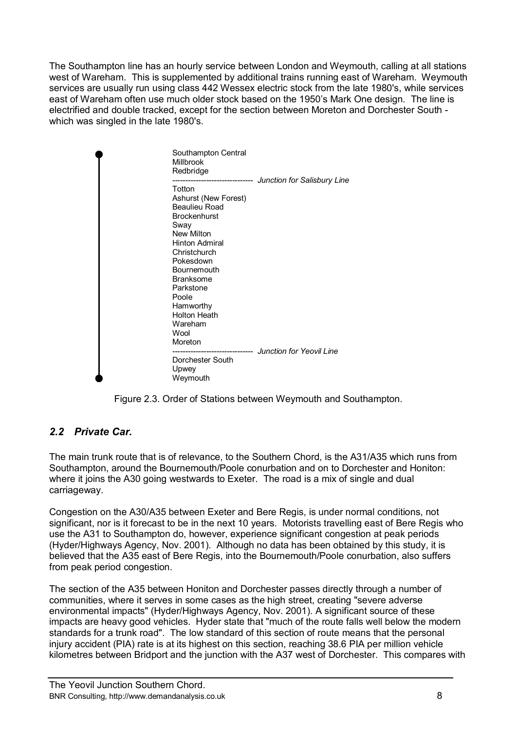The Southampton line has an hourly service between London and Weymouth, calling at all stations west of Wareham. This is supplemented by additional trains running east of Wareham. Weymouth services are usually run using class 442 Wessex electric stock from the late 1980's, while services east of Wareham often use much older stock based on the 1950's Mark One design. The line is electrified and double tracked, except for the section between Moreton and Dorchester South - which was singled in the late 1980's.

```
●  Southampton Central
|  Millbrook
|  Redbridge
|  ------------------------------  Junction for Salisbury Line
|  Totton
|  Ashurst (New Forest)
|  Beaulieu Road
|  Brockenhurst
|  Sway
|  New Milton
|  Hinton Admiral
|  Christchurch
|  Pokesdown
|  Bournemouth
|  Branksome
|  Parkstone
|  Poole
|  Hamworthy
|  Holton Heath
|  Wareham
|  Wool
|  Moreton
|  ------------------------------  Junction for Yeovil Line
|  Dorchester South
|  Upwey
●  Weymouth
```

Figure 2.3. Order of Stations between Weymouth and Southampton.

## *2.2 Private Car.*

The main trunk route that is of relevance, to the Southern Chord, is the A31/A35 which runs from Southampton, around the Bournemouth/Poole conurbation and on to Dorchester and Honiton: where it joins the A30 going westwards to Exeter. The road is a mix of single and dual carriageway.

Congestion on the A30/A35 between Exeter and Bere Regis, is under normal conditions, not significant, nor is it forecast to be in the next 10 years. Motorists travelling east of Bere Regis who use the A31 to Southampton do, however, experience significant congestion at peak periods (Hyder/Highways Agency, Nov. 2001). Although no data has been obtained by this study, it is believed that the A35 east of Bere Regis, into the Bournemouth/Poole conurbation, also suffers from peak period congestion.

The section of the A35 between Honiton and Dorchester passes directly through a number of communities, where it serves in some cases as the high street, creating "severe adverse environmental impacts" (Hyder/Highways Agency, Nov. 2001). A significant source of these impacts are heavy good vehicles. Hyder state that "much of the route falls well below the modern standards for a trunk road". The low standard of this section of route means that the personal injury accident (PIA) rate is at its highest on this section, reaching 38.6 PIA per million vehicle kilometres between Bridport and the junction with the A37 west of Dorchester. This compares with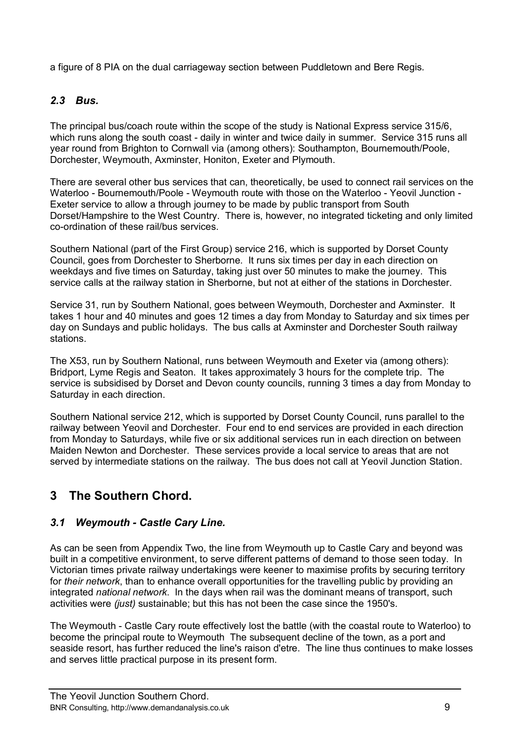a figure of 8 PIA on the dual carriageway section between Puddletown and Bere Regis.

### *2.3 Bus.*

The principal bus/coach route within the scope of the study is National Express service 315/6, which runs along the south coast - daily in winter and twice daily in summer. Service 315 runs all year round from Brighton to Cornwall via (among others): Southampton, Bournemouth/Poole, Dorchester, Weymouth, Axminster, Honiton, Exeter and Plymouth.

There are several other bus services that can, theoretically, be used to connect rail services on the Waterloo - Bournemouth/Poole - Weymouth route with those on the Waterloo - Yeovil Junction - Exeter service to allow a through journey to be made by public transport from South Dorset/Hampshire to the West Country. There is, however, no integrated ticketing and only limited co-ordination of these rail/bus services.

Southern National (part of the First Group) service 216, which is supported by Dorset County Council, goes from Dorchester to Sherborne. It runs six times per day in each direction on weekdays and five times on Saturday, taking just over 50 minutes to make the journey. This service calls at the railway station in Sherborne, but not at either of the stations in Dorchester.

Service 31, run by Southern National, goes between Weymouth, Dorchester and Axminster. It takes 1 hour and 40 minutes and goes 12 times a day from Monday to Saturday and six times per day on Sundays and public holidays. The bus calls at Axminster and Dorchester South railway stations.

The X53, run by Southern National, runs between Weymouth and Exeter via (among others): Bridport, Lyme Regis and Seaton. It takes approximately 3 hours for the complete trip. The service is subsidised by Dorset and Devon county councils, running 3 times a day from Monday to Saturday in each direction.

Southern National service 212, which is supported by Dorset County Council, runs parallel to the railway between Yeovil and Dorchester. Four end to end services are provided in each direction from Monday to Saturdays, while five or six additional services run in each direction on between Maiden Newton and Dorchester. These services provide a local service to areas that are not served by intermediate stations on the railway. The bus does not call at Yeovil Junction Station.

## 3 The Southern Chord.

### *3.1 Weymouth - Castle Cary Line.*

As can be seen from Appendix Two, the line from Weymouth up to Castle Cary and beyond was built in a competitive environment, to serve different patterns of demand to those seen today. In Victorian times private railway undertakings were keener to maximise profits by securing territory for *their network*, than to enhance overall opportunities for the travelling public by providing an integrated *national network*. In the days when rail was the dominant means of transport, such activities were *(just)* sustainable; but this has not been the case since the 1950's.

The Weymouth - Castle Cary route effectively lost the battle (with the coastal route to Waterloo) to become the principal route to Weymouth The subsequent decline of the town, as a port and seaside resort, has further reduced the line's raison d'etre. The line thus continues to make losses and serves little practical purpose in its present form.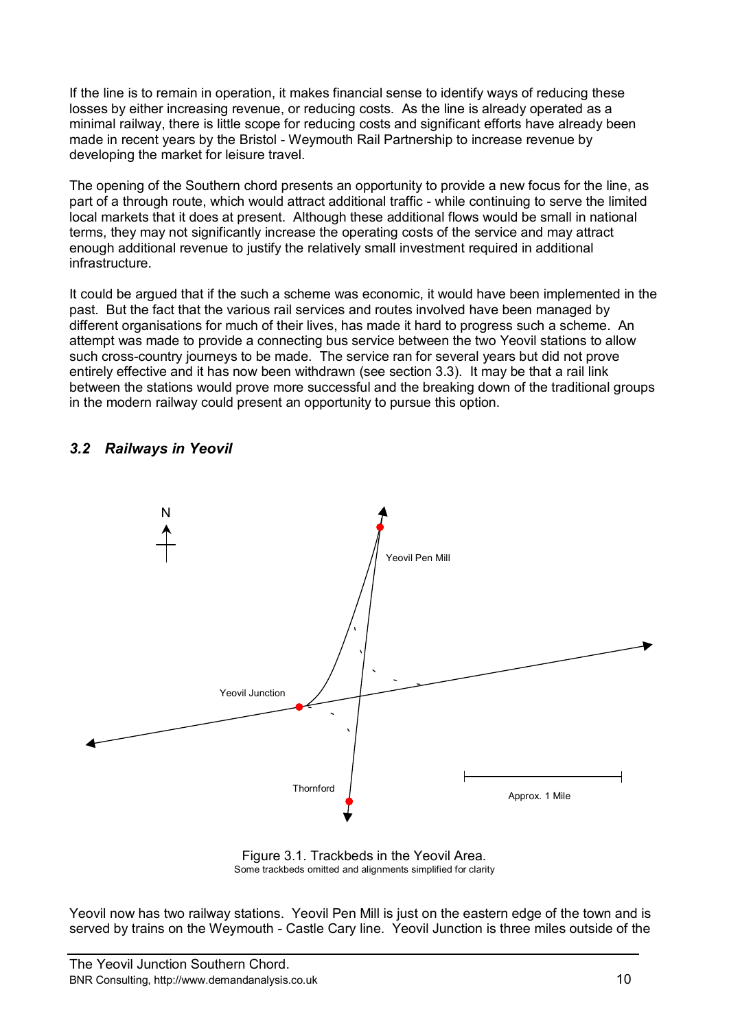If the line is to remain in operation, it makes financial sense to identify ways of reducing these losses by either increasing revenue, or reducing costs. As the line is already operated as a minimal railway, there is little scope for reducing costs and significant efforts have already been made in recent years by the Bristol - Weymouth Rail Partnership to increase revenue by developing the market for leisure travel.

The opening of the Southern chord presents an opportunity to provide a new focus for the line, as part of a through route, which would attract additional traffic - while continuing to serve the limited local markets that it does at present. Although these additional flows would be small in national terms, they may not significantly increase the operating costs of the service and may attract enough additional revenue to justify the relatively small investment required in additional infrastructure.

It could be argued that if the such a scheme was economic, it would have been implemented in the past. But the fact that the various rail services and routes involved have been managed by different organisations for much of their lives, has made it hard to progress such a scheme. An attempt was made to provide a connecting bus service between the two Yeovil stations to allow such cross-country journeys to be made. The service ran for several years but did not prove entirely effective and it has now been withdrawn (see section 3.3). It may be that a rail link between the stations would prove more successful and the breaking down of the traditional groups in the modern railway could present an opportunity to pursue this option.

## *3.2 Railways in Yeovil*

N

Yeovil Pen Mill

Yeovil Junction

Thornford

Approx. 1 Mile

Figure 3.1. Trackbeds in the Yeovil Area.
Some trackbeds omitted and alignments simplified for clarity

Yeovil now has two railway stations. Yeovil Pen Mill is just on the eastern edge of the town and is served by trains on the Weymouth - Castle Cary line. Yeovil Junction is three miles outside of the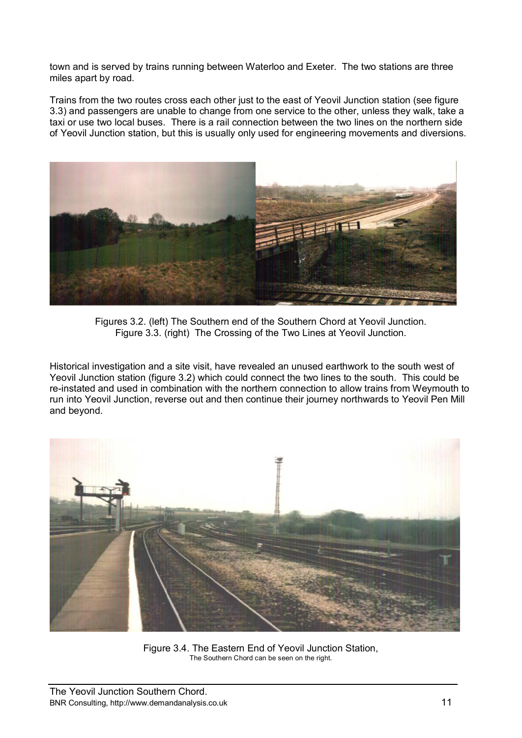town and is served by trains running between Waterloo and Exeter. The two stations are three miles apart by road.

Trains from the two routes cross each other just to the east of Yeovil Junction station (see figure 3.3) and passengers are unable to change from one service to the other, unless they walk, take a taxi or use two local buses. There is a rail connection between the two lines on the northern side of Yeovil Junction station, but this is usually only used for engineering movements and diversions.

Figures 3.2. (left) The Southern end of the Southern Chord at Yeovil Junction.
Figure 3.3. (right) The Crossing of the Two Lines at Yeovil Junction.

Historical investigation and a site visit, have revealed an unused earthwork to the south west of Yeovil Junction station (figure 3.2) which could connect the two lines to the south. This could be re-instated and used in combination with the northern connection to allow trains from Weymouth to run into Yeovil Junction, reverse out and then continue their journey northwards to Yeovil Pen Mill and beyond.

Figure 3.4. The Eastern End of Yeovil Junction Station,
The Southern Chord can be seen on the right.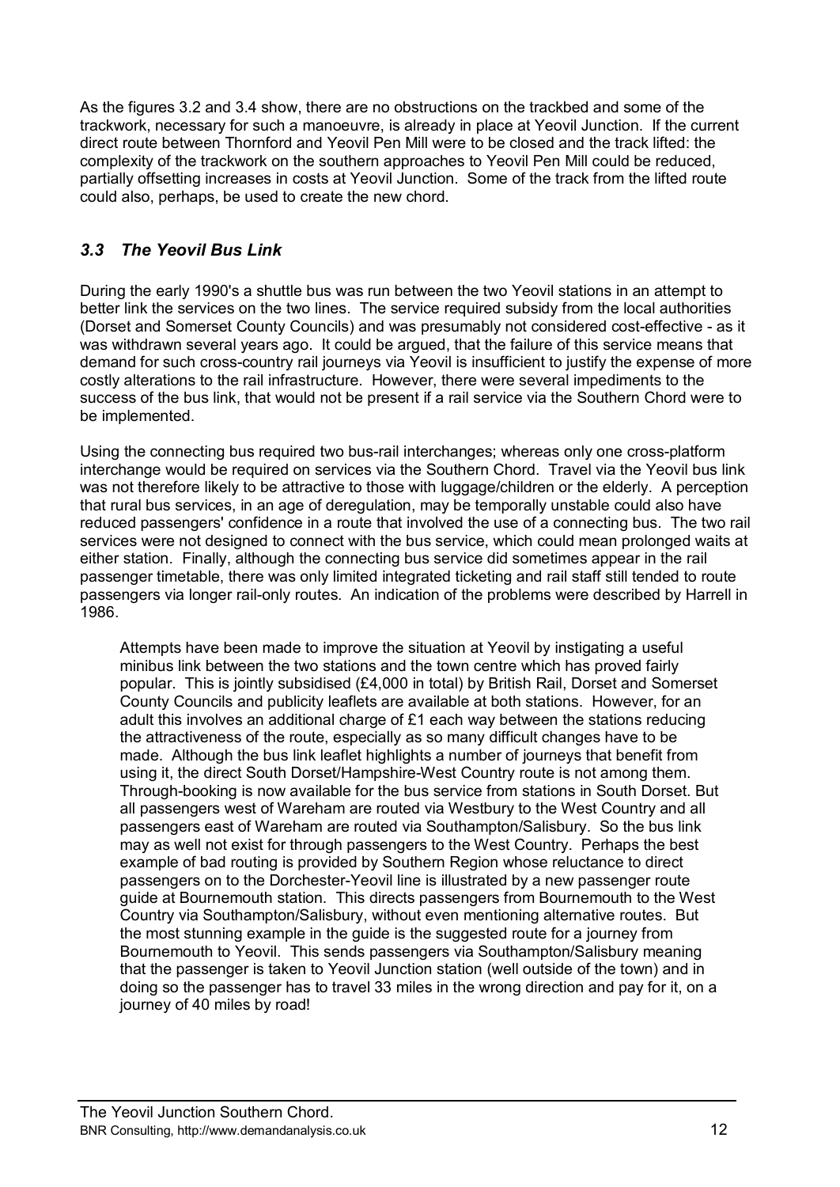As the figures 3.2 and 3.4 show, there are no obstructions on the trackbed and some of the trackwork, necessary for such a manoeuvre, is already in place at Yeovil Junction. If the current direct route between Thornford and Yeovil Pen Mill were to be closed and the track lifted: the complexity of the trackwork on the southern approaches to Yeovil Pen Mill could be reduced, partially offsetting increases in costs at Yeovil Junction. Some of the track from the lifted route could also, perhaps, be used to create the new chord.

### *3.3 The Yeovil Bus Link*

During the early 1990's a shuttle bus was run between the two Yeovil stations in an attempt to better link the services on the two lines. The service required subsidy from the local authorities (Dorset and Somerset County Councils) and was presumably not considered cost-effective - as it was withdrawn several years ago. It could be argued, that the failure of this service means that demand for such cross-country rail journeys via Yeovil is insufficient to justify the expense of more costly alterations to the rail infrastructure. However, there were several impediments to the success of the bus link, that would not be present if a rail service via the Southern Chord were to be implemented.

Using the connecting bus required two bus-rail interchanges; whereas only one cross-platform interchange would be required on services via the Southern Chord. Travel via the Yeovil bus link was not therefore likely to be attractive to those with luggage/children or the elderly. A perception that rural bus services, in an age of deregulation, may be temporally unstable could also have reduced passengers' confidence in a route that involved the use of a connecting bus. The two rail services were not designed to connect with the bus service, which could mean prolonged waits at either station. Finally, although the connecting bus service did sometimes appear in the rail passenger timetable, there was only limited integrated ticketing and rail staff still tended to route passengers via longer rail-only routes. An indication of the problems were described by Harrell in 1986.

> Attempts have been made to improve the situation at Yeovil by instigating a useful minibus link between the two stations and the town centre which has proved fairly popular. This is jointly subsidised (£4,000 in total) by British Rail, Dorset and Somerset County Councils and publicity leaflets are available at both stations. However, for an adult this involves an additional charge of £1 each way between the stations reducing the attractiveness of the route, especially as so many difficult changes have to be made. Although the bus link leaflet highlights a number of journeys that benefit from using it, the direct South Dorset/Hampshire-West Country route is not among them. Through-booking is now available for the bus service from stations in South Dorset. But all passengers west of Wareham are routed via Westbury to the West Country and all passengers east of Wareham are routed via Southampton/Salisbury. So the bus link may as well not exist for through passengers to the West Country. Perhaps the best example of bad routing is provided by Southern Region whose reluctance to direct passengers on to the Dorchester-Yeovil line is illustrated by a new passenger route guide at Bournemouth station. This directs passengers from Bournemouth to the West Country via Southampton/Salisbury, without even mentioning alternative routes. But the most stunning example in the guide is the suggested route for a journey from Bournemouth to Yeovil. This sends passengers via Southampton/Salisbury meaning that the passenger is taken to Yeovil Junction station (well outside of the town) and in doing so the passenger has to travel 33 miles in the wrong direction and pay for it, on a journey of 40 miles by road!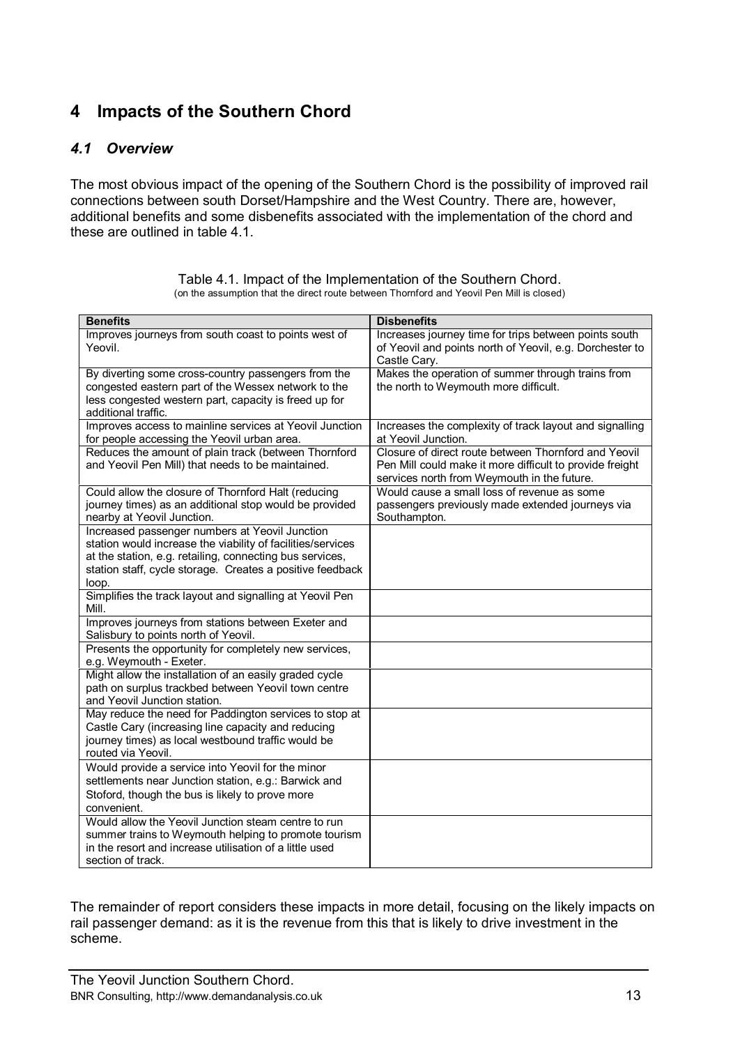# 4 Impacts of the Southern Chord

## *4.1 Overview*

The most obvious impact of the opening of the Southern Chord is the possibility of improved rail connections between south Dorset/Hampshire and the West Country. There are, however, additional benefits and some disbenefits associated with the implementation of the chord and these are outlined in table 4.1.

Table 4.1. Impact of the Implementation of the Southern Chord.
(on the assumption that the direct route between Thornford and Yeovil Pen Mill is closed)

| **Benefits** | **Disbenefits** |
|---|---|
| Improves journeys from south coast to points west of Yeovil. | Increases journey time for trips between points south of Yeovil and points north of Yeovil, e.g. Dorchester to Castle Cary. |
| By diverting some cross-country passengers from the congested eastern part of the Wessex network to the less congested western part, capacity is freed up for additional traffic. | Makes the operation of summer through trains from the north to Weymouth more difficult. |
| Improves access to mainline services at Yeovil Junction for people accessing the Yeovil urban area. | Increases the complexity of track layout and signalling at Yeovil Junction. |
| Reduces the amount of plain track (between Thornford and Yeovil Pen Mill) that needs to be maintained. | Closure of direct route between Thornford and Yeovil Pen Mill could make it more difficult to provide freight services north from Weymouth in the future. |
| Could allow the closure of Thornford Halt (reducing journey times) as an additional stop would be provided nearby at Yeovil Junction. | Would cause a small loss of revenue as some passengers previously made extended journeys via Southampton. |
| Increased passenger numbers at Yeovil Junction station would increase the viability of facilities/services at the station, e.g. retailing, connecting bus services, station staff, cycle storage. Creates a positive feedback loop. | |
| Simplifies the track layout and signalling at Yeovil Pen Mill. | |
| Improves journeys from stations between Exeter and Salisbury to points north of Yeovil. | |
| Presents the opportunity for completely new services, e.g. Weymouth - Exeter. | |
| Might allow the installation of an easily graded cycle path on surplus trackbed between Yeovil town centre and Yeovil Junction station. | |
| May reduce the need for Paddington services to stop at Castle Cary (increasing line capacity and reducing journey times) as local westbound traffic would be routed via Yeovil. | |
| Would provide a service into Yeovil for the minor settlements near Junction station, e.g.: Barwick and Stoford, though the bus is likely to prove more convenient. | |
| Would allow the Yeovil Junction steam centre to run summer trains to Weymouth helping to promote tourism in the resort and increase utilisation of a little used section of track. | |

The remainder of report considers these impacts in more detail, focusing on the likely impacts on rail passenger demand: as it is the revenue from this that is likely to drive investment in the scheme.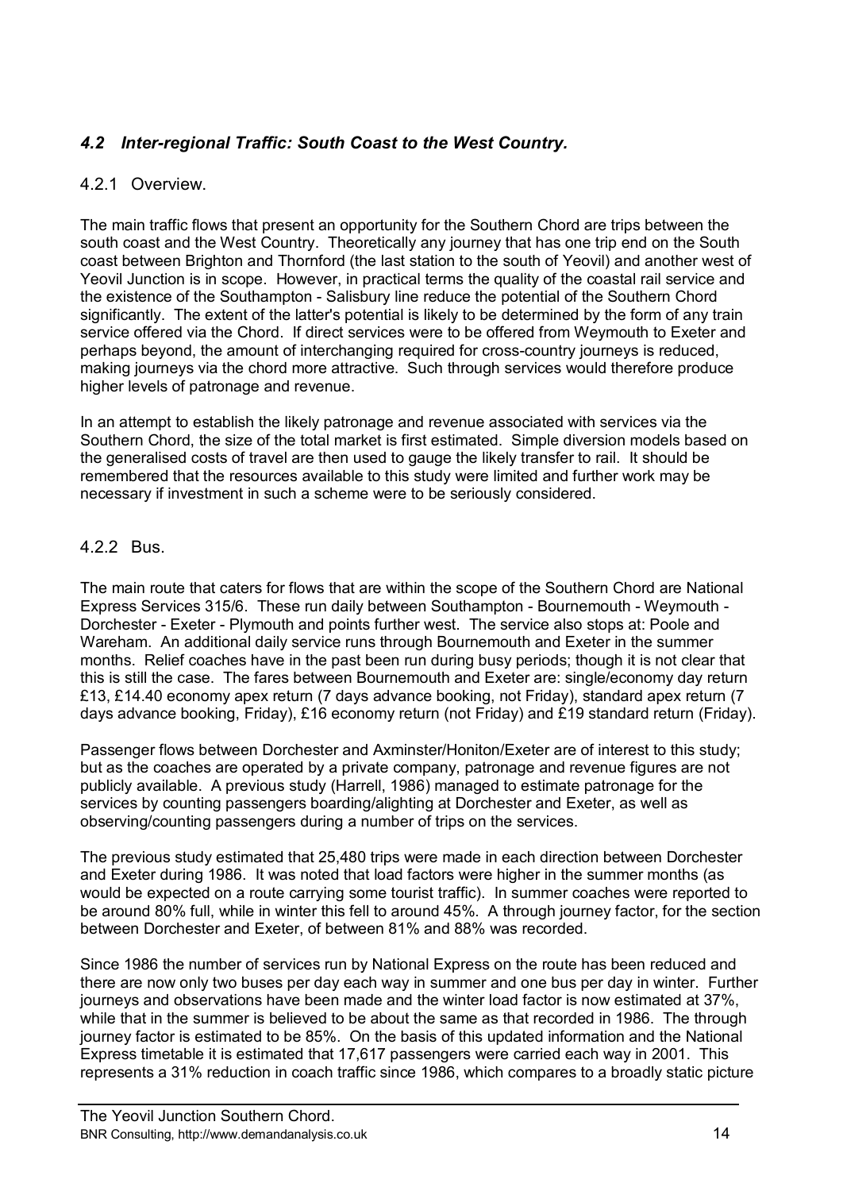## *4.2 Inter-regional Traffic: South Coast to the West Country.*

### 4.2.1 Overview.

The main traffic flows that present an opportunity for the Southern Chord are trips between the south coast and the West Country. Theoretically any journey that has one trip end on the South coast between Brighton and Thornford (the last station to the south of Yeovil) and another west of Yeovil Junction is in scope. However, in practical terms the quality of the coastal rail service and the existence of the Southampton - Salisbury line reduce the potential of the Southern Chord significantly. The extent of the latter's potential is likely to be determined by the form of any train service offered via the Chord. If direct services were to be offered from Weymouth to Exeter and perhaps beyond, the amount of interchanging required for cross-country journeys is reduced, making journeys via the chord more attractive. Such through services would therefore produce higher levels of patronage and revenue.

In an attempt to establish the likely patronage and revenue associated with services via the Southern Chord, the size of the total market is first estimated. Simple diversion models based on the generalised costs of travel are then used to gauge the likely transfer to rail. It should be remembered that the resources available to this study were limited and further work may be necessary if investment in such a scheme were to be seriously considered.

### 4.2.2 Bus.

The main route that caters for flows that are within the scope of the Southern Chord are National Express Services 315/6. These run daily between Southampton - Bournemouth - Weymouth - Dorchester - Exeter - Plymouth and points further west. The service also stops at: Poole and Wareham. An additional daily service runs through Bournemouth and Exeter in the summer months. Relief coaches have in the past been run during busy periods; though it is not clear that this is still the case. The fares between Bournemouth and Exeter are: single/economy day return £13, £14.40 economy apex return (7 days advance booking, not Friday), standard apex return (7 days advance booking, Friday), £16 economy return (not Friday) and £19 standard return (Friday).

Passenger flows between Dorchester and Axminster/Honiton/Exeter are of interest to this study; but as the coaches are operated by a private company, patronage and revenue figures are not publicly available. A previous study (Harrell, 1986) managed to estimate patronage for the services by counting passengers boarding/alighting at Dorchester and Exeter, as well as observing/counting passengers during a number of trips on the services.

The previous study estimated that 25,480 trips were made in each direction between Dorchester and Exeter during 1986. It was noted that load factors were higher in the summer months (as would be expected on a route carrying some tourist traffic). In summer coaches were reported to be around 80% full, while in winter this fell to around 45%. A through journey factor, for the section between Dorchester and Exeter, of between 81% and 88% was recorded.

Since 1986 the number of services run by National Express on the route has been reduced and there are now only two buses per day each way in summer and one bus per day in winter. Further journeys and observations have been made and the winter load factor is now estimated at 37%, while that in the summer is believed to be about the same as that recorded in 1986. The through journey factor is estimated to be 85%. On the basis of this updated information and the National Express timetable it is estimated that 17,617 passengers were carried each way in 2001. This represents a 31% reduction in coach traffic since 1986, which compares to a broadly static picture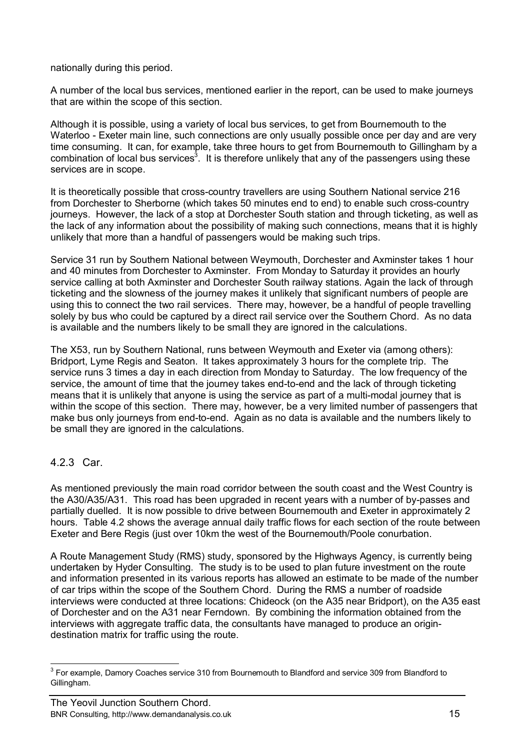nationally during this period.

A number of the local bus services, mentioned earlier in the report, can be used to make journeys that are within the scope of this section.

Although it is possible, using a variety of local bus services, to get from Bournemouth to the Waterloo - Exeter main line, such connections are only usually possible once per day and are very time consuming. It can, for example, take three hours to get from Bournemouth to Gillingham by a combination of local bus services[3]. It is therefore unlikely that any of the passengers using these services are in scope.

It is theoretically possible that cross-country travellers are using Southern National service 216 from Dorchester to Sherborne (which takes 50 minutes end to end) to enable such cross-country journeys. However, the lack of a stop at Dorchester South station and through ticketing, as well as the lack of any information about the possibility of making such connections, means that it is highly unlikely that more than a handful of passengers would be making such trips.

Service 31 run by Southern National between Weymouth, Dorchester and Axminster takes 1 hour and 40 minutes from Dorchester to Axminster. From Monday to Saturday it provides an hourly service calling at both Axminster and Dorchester South railway stations. Again the lack of through ticketing and the slowness of the journey makes it unlikely that significant numbers of people are using this to connect the two rail services. There may, however, be a handful of people travelling solely by bus who could be captured by a direct rail service over the Southern Chord. As no data is available and the numbers likely to be small they are ignored in the calculations.

The X53, run by Southern National, runs between Weymouth and Exeter via (among others): Bridport, Lyme Regis and Seaton. It takes approximately 3 hours for the complete trip. The service runs 3 times a day in each direction from Monday to Saturday. The low frequency of the service, the amount of time that the journey takes end-to-end and the lack of through ticketing means that it is unlikely that anyone is using the service as part of a multi-modal journey that is within the scope of this section. There may, however, be a very limited number of passengers that make bus only journeys from end-to-end. Again as no data is available and the numbers likely to be small they are ignored in the calculations.

### 4.2.3 Car.

As mentioned previously the main road corridor between the south coast and the West Country is the A30/A35/A31. This road has been upgraded in recent years with a number of by-passes and partially duelled. It is now possible to drive between Bournemouth and Exeter in approximately 2 hours. Table 4.2 shows the average annual daily traffic flows for each section of the route between Exeter and Bere Regis (just over 10km the west of the Bournemouth/Poole conurbation.

A Route Management Study (RMS) study, sponsored by the Highways Agency, is currently being undertaken by Hyder Consulting. The study is to be used to plan future investment on the route and information presented in its various reports has allowed an estimate to be made of the number of car trips within the scope of the Southern Chord. During the RMS a number of roadside interviews were conducted at three locations: Chideock (on the A35 near Bridport), on the A35 east of Dorchester and on the A31 near Ferndown. By combining the information obtained from the interviews with aggregate traffic data, the consultants have managed to produce an origin-destination matrix for traffic using the route.

---

[3] For example, Damory Coaches service 310 from Bournemouth to Blandford and service 309 from Blandford to Gillingham.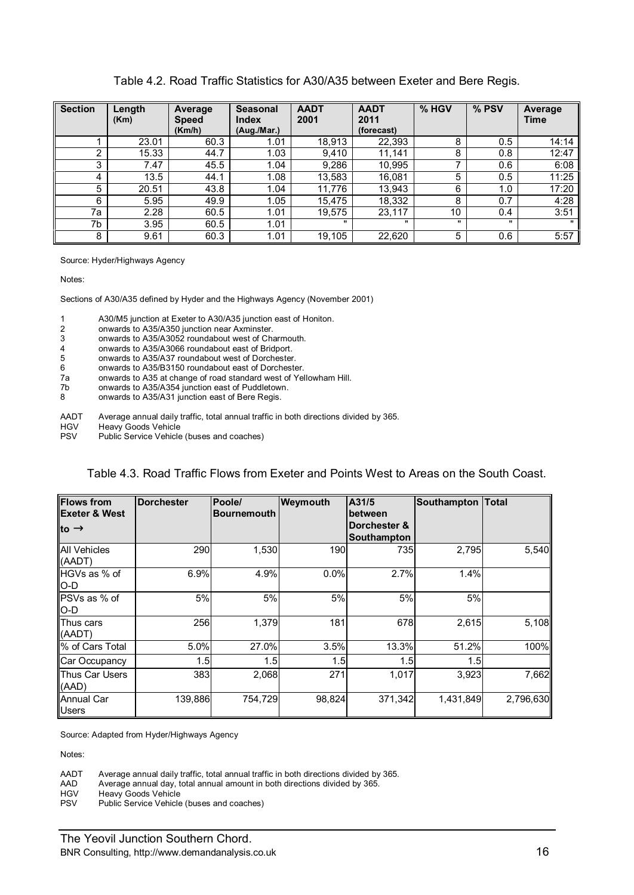Table 4.2. Road Traffic Statistics for A30/A35 between Exeter and Bere Regis.

| Section | Length (Km) | Average Speed (Km/h) | Seasonal Index (Aug./Mar.) | AADT 2001 | AADT 2011 (forecast) | % HGV | % PSV | Average Time |
|---|---|---|---|---|---|---|---|---|
| 1 | 23.01 | 60.3 | 1.01 | 18,913 | 22,393 | 8 | 0.5 | 14:14 |
| 2 | 15.33 | 44.7 | 1.03 | 9,410 | 11,141 | 8 | 0.8 | 12:47 |
| 3 | 7.47 | 45.5 | 1.04 | 9,286 | 10,995 | 7 | 0.6 | 6:08 |
| 4 | 13.5 | 44.1 | 1.08 | 13,583 | 16,081 | 5 | 0.5 | 11:25 |
| 5 | 20.51 | 43.8 | 1.04 | 11,776 | 13,943 | 6 | 1.0 | 17:20 |
| 6 | 5.95 | 49.9 | 1.05 | 15,475 | 18,332 | 8 | 0.7 | 4:28 |
| 7a | 2.28 | 60.5 | 1.01 | 19,575 | 23,117 | 10 | 0.4 | 3:51 |
| 7b | 3.95 | 60.5 | 1.01 | " | " | " | " | " |
| 8 | 9.61 | 60.3 | 1.01 | 19,105 | 22,620 | 5 | 0.6 | 5:57 |

Source: Hyder/Highways Agency

Notes:

Sections of A30/A35 defined by Hyder and the Highways Agency (November 2001)

1 A30/M5 junction at Exeter to A30/A35 junction east of Honiton.
2 onwards to A35/A350 junction near Axminster.
3 onwards to A35/A3052 roundabout west of Charmouth.
4 onwards to A35/A3066 roundabout east of Bridport.
5 onwards to A35/A37 roundabout west of Dorchester.
6 onwards to A35/B3150 roundabout east of Dorchester.
7a onwards to A35 at change of road standard west of Yellowham Hill.
7b onwards to A35/A354 junction east of Puddletown.
8 onwards to A35/A31 junction east of Bere Regis.

AADT Average annual daily traffic, total annual traffic in both directions divided by 365.
HGV Heavy Goods Vehicle
PSV Public Service Vehicle (buses and coaches)

Table 4.3. Road Traffic Flows from Exeter and Points West to Areas on the South Coast.

| Flows from Exeter & West to → | Dorchester | Poole/ Bournemouth | Weymouth | A31/5 between Dorchester & Southampton | Southampton | Total |
|---|---|---|---|---|---|---|
| All Vehicles (AADT) | 290 | 1,530 | 190 | 735 | 2,795 | 5,540 |
| HGVs as % of O-D | 6.9% | 4.9% | 0.0% | 2.7% | 1.4% | |
| PSVs as % of O-D | 5% | 5% | 5% | 5% | 5% | |
| Thus cars (AADT) | 256 | 1,379 | 181 | 678 | 2,615 | 5,108 |
| % of Cars Total | 5.0% | 27.0% | 3.5% | 13.3% | 51.2% | 100% |
| Car Occupancy | 1.5 | 1.5 | 1.5 | 1.5 | 1.5 | |
| Thus Car Users (AAD) | 383 | 2,068 | 271 | 1,017 | 3,923 | 7,662 |
| Annual Car Users | 139,886 | 754,729 | 98,824 | 371,342 | 1,431,849 | 2,796,630 |

Source: Adapted from Hyder/Highways Agency

Notes:

AADT Average annual daily traffic, total annual traffic in both directions divided by 365.
AAD Average annual day, total annual amount in both directions divided by 365.
HGV Heavy Goods Vehicle
PSV Public Service Vehicle (buses and coaches)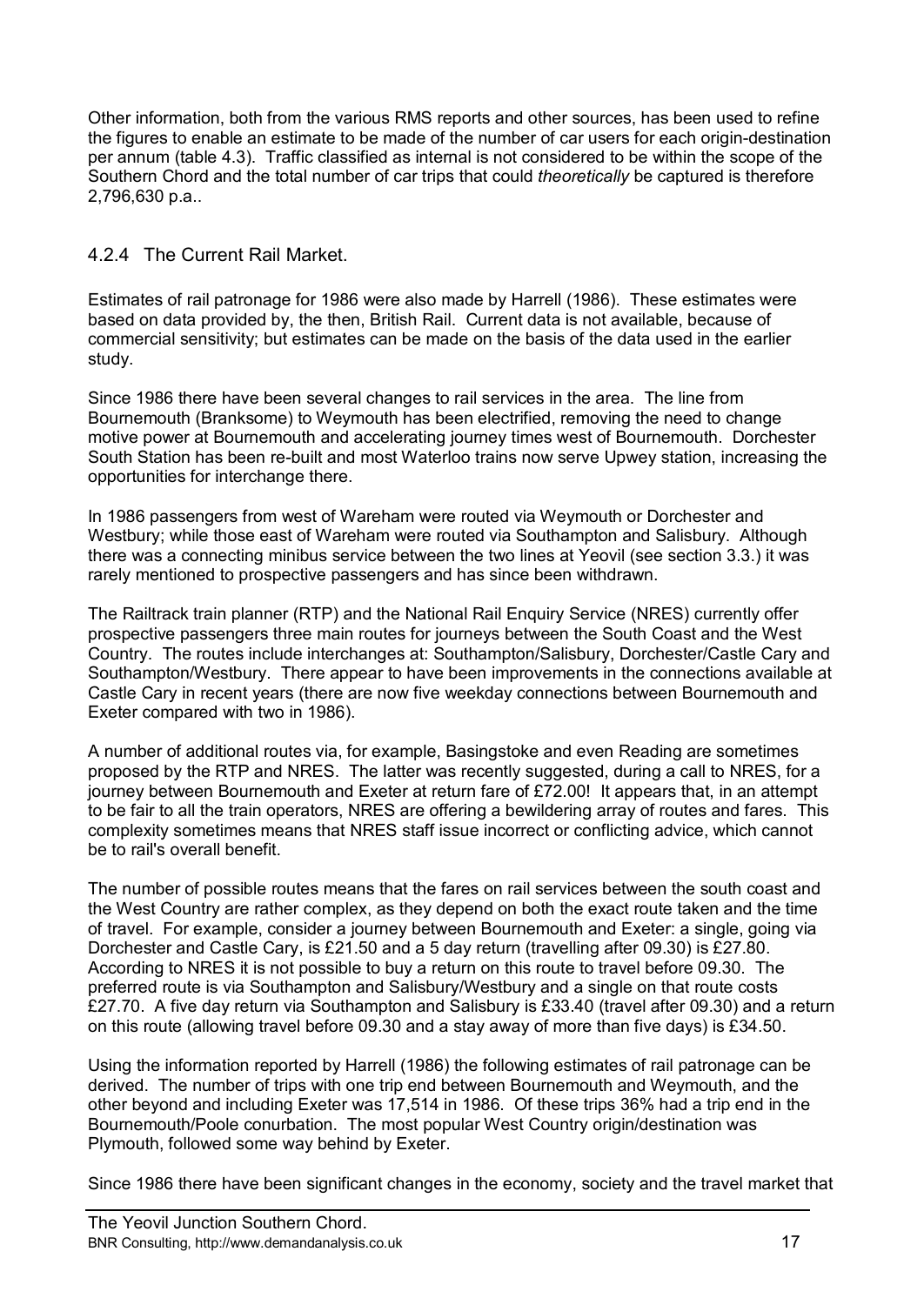Other information, both from the various RMS reports and other sources, has been used to refine the figures to enable an estimate to be made of the number of car users for each origin-destination per annum (table 4.3). Traffic classified as internal is not considered to be within the scope of the Southern Chord and the total number of car trips that could *theoretically* be captured is therefore 2,796,630 p.a..

### 4.2.4 The Current Rail Market.

Estimates of rail patronage for 1986 were also made by Harrell (1986). These estimates were based on data provided by, the then, British Rail. Current data is not available, because of commercial sensitivity; but estimates can be made on the basis of the data used in the earlier study.

Since 1986 there have been several changes to rail services in the area. The line from Bournemouth (Branksome) to Weymouth has been electrified, removing the need to change motive power at Bournemouth and accelerating journey times west of Bournemouth. Dorchester South Station has been re-built and most Waterloo trains now serve Upwey station, increasing the opportunities for interchange there.

In 1986 passengers from west of Wareham were routed via Weymouth or Dorchester and Westbury; while those east of Wareham were routed via Southampton and Salisbury. Although there was a connecting minibus service between the two lines at Yeovil (see section 3.3.) it was rarely mentioned to prospective passengers and has since been withdrawn.

The Railtrack train planner (RTP) and the National Rail Enquiry Service (NRES) currently offer prospective passengers three main routes for journeys between the South Coast and the West Country. The routes include interchanges at: Southampton/Salisbury, Dorchester/Castle Cary and Southampton/Westbury. There appear to have been improvements in the connections available at Castle Cary in recent years (there are now five weekday connections between Bournemouth and Exeter compared with two in 1986).

A number of additional routes via, for example, Basingstoke and even Reading are sometimes proposed by the RTP and NRES. The latter was recently suggested, during a call to NRES, for a journey between Bournemouth and Exeter at return fare of £72.00! It appears that, in an attempt to be fair to all the train operators, NRES are offering a bewildering array of routes and fares. This complexity sometimes means that NRES staff issue incorrect or conflicting advice, which cannot be to rail's overall benefit.

The number of possible routes means that the fares on rail services between the south coast and the West Country are rather complex, as they depend on both the exact route taken and the time of travel. For example, consider a journey between Bournemouth and Exeter: a single, going via Dorchester and Castle Cary, is £21.50 and a 5 day return (travelling after 09.30) is £27.80. According to NRES it is not possible to buy a return on this route to travel before 09.30. The preferred route is via Southampton and Salisbury/Westbury and a single on that route costs £27.70. A five day return via Southampton and Salisbury is £33.40 (travel after 09.30) and a return on this route (allowing travel before 09.30 and a stay away of more than five days) is £34.50.

Using the information reported by Harrell (1986) the following estimates of rail patronage can be derived. The number of trips with one trip end between Bournemouth and Weymouth, and the other beyond and including Exeter was 17,514 in 1986. Of these trips 36% had a trip end in the Bournemouth/Poole conurbation. The most popular West Country origin/destination was Plymouth, followed some way behind by Exeter.

Since 1986 there have been significant changes in the economy, society and the travel market that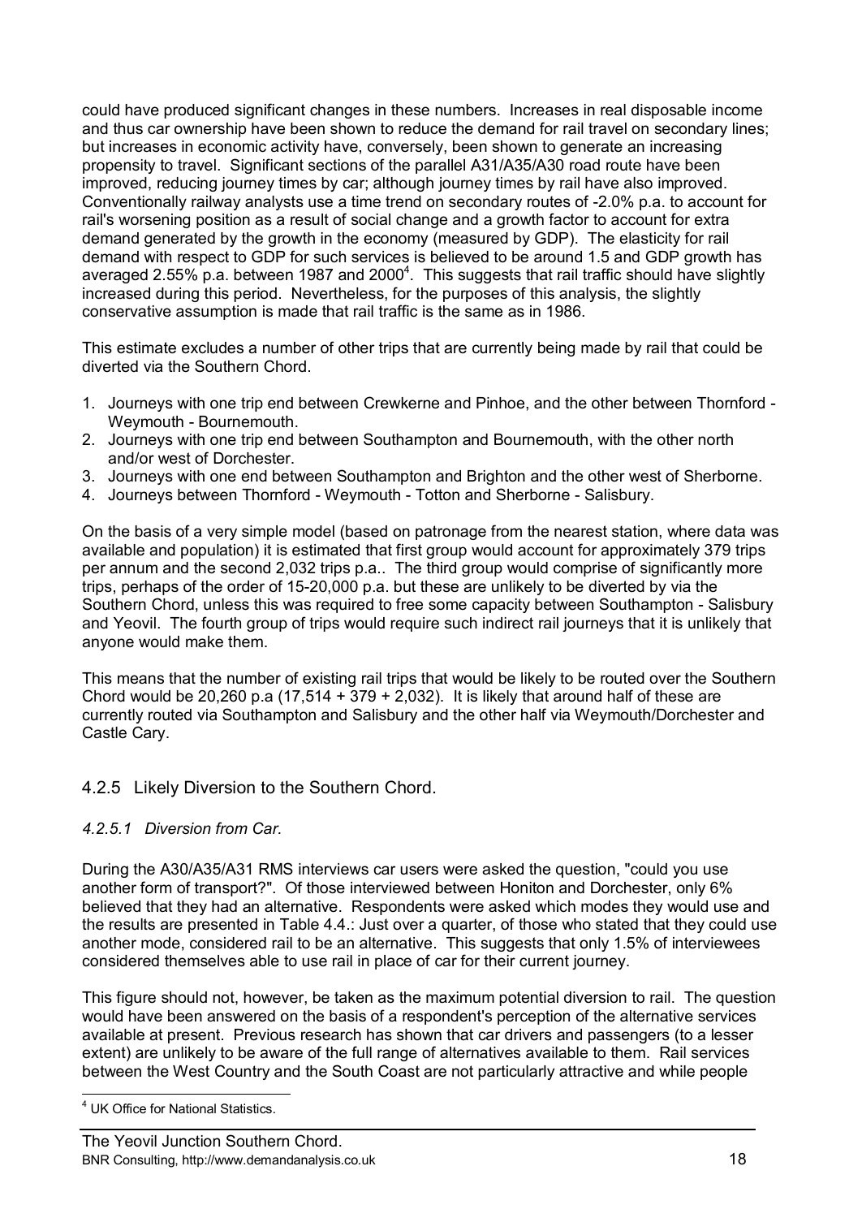could have produced significant changes in these numbers. Increases in real disposable income and thus car ownership have been shown to reduce the demand for rail travel on secondary lines; but increases in economic activity have, conversely, been shown to generate an increasing propensity to travel. Significant sections of the parallel A31/A35/A30 road route have been improved, reducing journey times by car; although journey times by rail have also improved. Conventionally railway analysts use a time trend on secondary routes of -2.0% p.a. to account for rail's worsening position as a result of social change and a growth factor to account for extra demand generated by the growth in the economy (measured by GDP). The elasticity for rail demand with respect to GDP for such services is believed to be around 1.5 and GDP growth has averaged 2.55% p.a. between 1987 and 2000[4]. This suggests that rail traffic should have slightly increased during this period. Nevertheless, for the purposes of this analysis, the slightly conservative assumption is made that rail traffic is the same as in 1986.

This estimate excludes a number of other trips that are currently being made by rail that could be diverted via the Southern Chord.

1. Journeys with one trip end between Crewkerne and Pinhoe, and the other between Thornford - Weymouth - Bournemouth.
2. Journeys with one trip end between Southampton and Bournemouth, with the other north and/or west of Dorchester.
3. Journeys with one end between Southampton and Brighton and the other west of Sherborne.
4. Journeys between Thornford - Weymouth - Totton and Sherborne - Salisbury.

On the basis of a very simple model (based on patronage from the nearest station, where data was available and population) it is estimated that first group would account for approximately 379 trips per annum and the second 2,032 trips p.a.. The third group would comprise of significantly more trips, perhaps of the order of 15-20,000 p.a. but these are unlikely to be diverted by via the Southern Chord, unless this was required to free some capacity between Southampton - Salisbury and Yeovil. The fourth group of trips would require such indirect rail journeys that it is unlikely that anyone would make them.

This means that the number of existing rail trips that would be likely to be routed over the Southern Chord would be 20,260 p.a (17,514 + 379 + 2,032). It is likely that around half of these are currently routed via Southampton and Salisbury and the other half via Weymouth/Dorchester and Castle Cary.

### 4.2.5 Likely Diversion to the Southern Chord.

#### *4.2.5.1 Diversion from Car.*

During the A30/A35/A31 RMS interviews car users were asked the question, "could you use another form of transport?". Of those interviewed between Honiton and Dorchester, only 6% believed that they had an alternative. Respondents were asked which modes they would use and the results are presented in Table 4.4.: Just over a quarter, of those who stated that they could use another mode, considered rail to be an alternative. This suggests that only 1.5% of interviewees considered themselves able to use rail in place of car for their current journey.

This figure should not, however, be taken as the maximum potential diversion to rail. The question would have been answered on the basis of a respondent's perception of the alternative services available at present. Previous research has shown that car drivers and passengers (to a lesser extent) are unlikely to be aware of the full range of alternatives available to them. Rail services between the West Country and the South Coast are not particularly attractive and while people

[4] UK Office for National Statistics.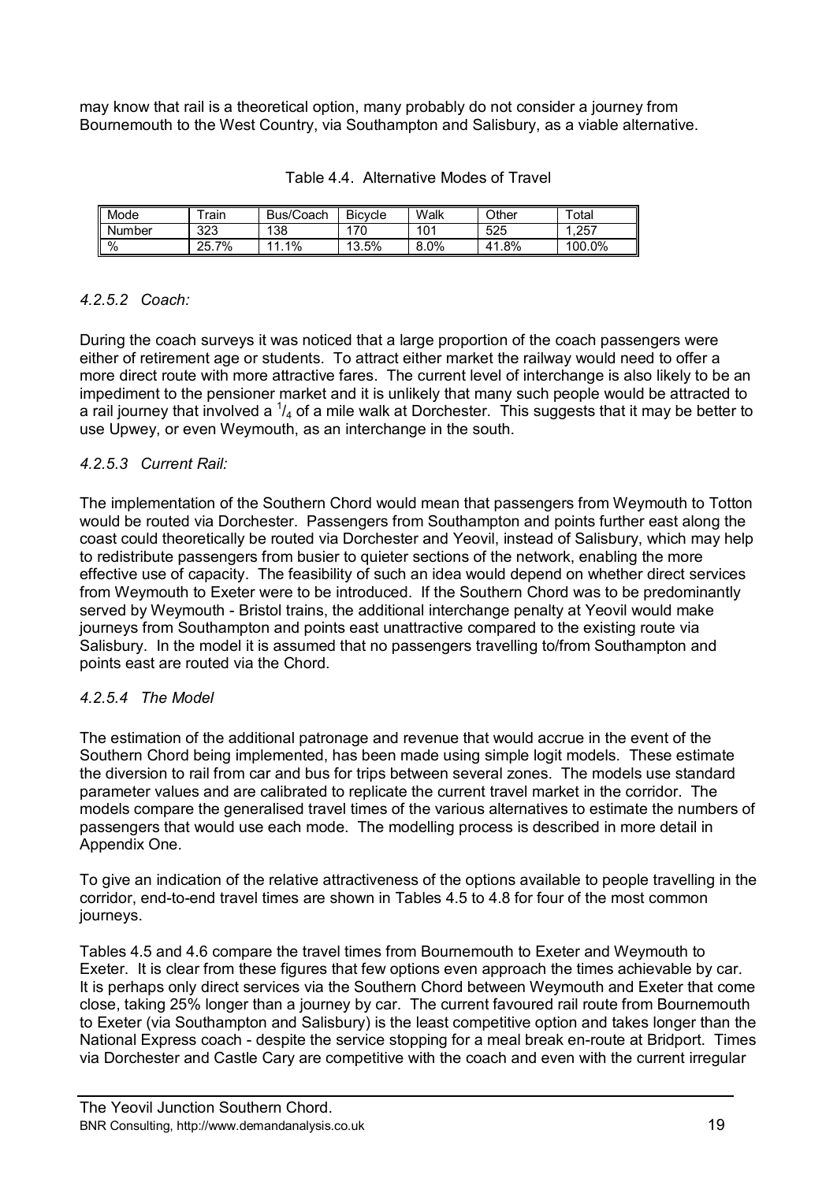may know that rail is a theoretical option, many probably do not consider a journey from Bournemouth to the West Country, via Southampton and Salisbury, as a viable alternative.

Table 4.4. Alternative Modes of Travel

| Mode | Train | Bus/Coach | Bicycle | Walk | Other | Total |
|---|---|---|---|---|---|---|
| Number | 323 | 138 | 170 | 101 | 525 | 1,257 |
| % | 25.7% | 11.1% | 13.5% | 8.0% | 41.8% | 100.0% |

#### *4.2.5.2 Coach:*

During the coach surveys it was noticed that a large proportion of the coach passengers were either of retirement age or students. To attract either market the railway would need to offer a more direct route with more attractive fares. The current level of interchange is also likely to be an impediment to the pensioner market and it is unlikely that many such people would be attracted to a rail journey that involved a $^{1}/_{4}$ of a mile walk at Dorchester. This suggests that it may be better to use Upwey, or even Weymouth, as an interchange in the south.

#### *4.2.5.3 Current Rail:*

The implementation of the Southern Chord would mean that passengers from Weymouth to Totton would be routed via Dorchester. Passengers from Southampton and points further east along the coast could theoretically be routed via Dorchester and Yeovil, instead of Salisbury, which may help to redistribute passengers from busier to quieter sections of the network, enabling the more effective use of capacity. The feasibility of such an idea would depend on whether direct services from Weymouth to Exeter were to be introduced. If the Southern Chord was to be predominantly served by Weymouth - Bristol trains, the additional interchange penalty at Yeovil would make journeys from Southampton and points east unattractive compared to the existing route via Salisbury. In the model it is assumed that no passengers travelling to/from Southampton and points east are routed via the Chord.

#### *4.2.5.4 The Model*

The estimation of the additional patronage and revenue that would accrue in the event of the Southern Chord being implemented, has been made using simple logit models. These estimate the diversion to rail from car and bus for trips between several zones. The models use standard parameter values and are calibrated to replicate the current travel market in the corridor. The models compare the generalised travel times of the various alternatives to estimate the numbers of passengers that would use each mode. The modelling process is described in more detail in Appendix One.

To give an indication of the relative attractiveness of the options available to people travelling in the corridor, end-to-end travel times are shown in Tables 4.5 to 4.8 for four of the most common journeys.

Tables 4.5 and 4.6 compare the travel times from Bournemouth to Exeter and Weymouth to Exeter. It is clear from these figures that few options even approach the times achievable by car. It is perhaps only direct services via the Southern Chord between Weymouth and Exeter that come close, taking 25% longer than a journey by car. The current favoured rail route from Bournemouth to Exeter (via Southampton and Salisbury) is the least competitive option and takes longer than the National Express coach - despite the service stopping for a meal break en-route at Bridport. Times via Dorchester and Castle Cary are competitive with the coach and even with the current irregular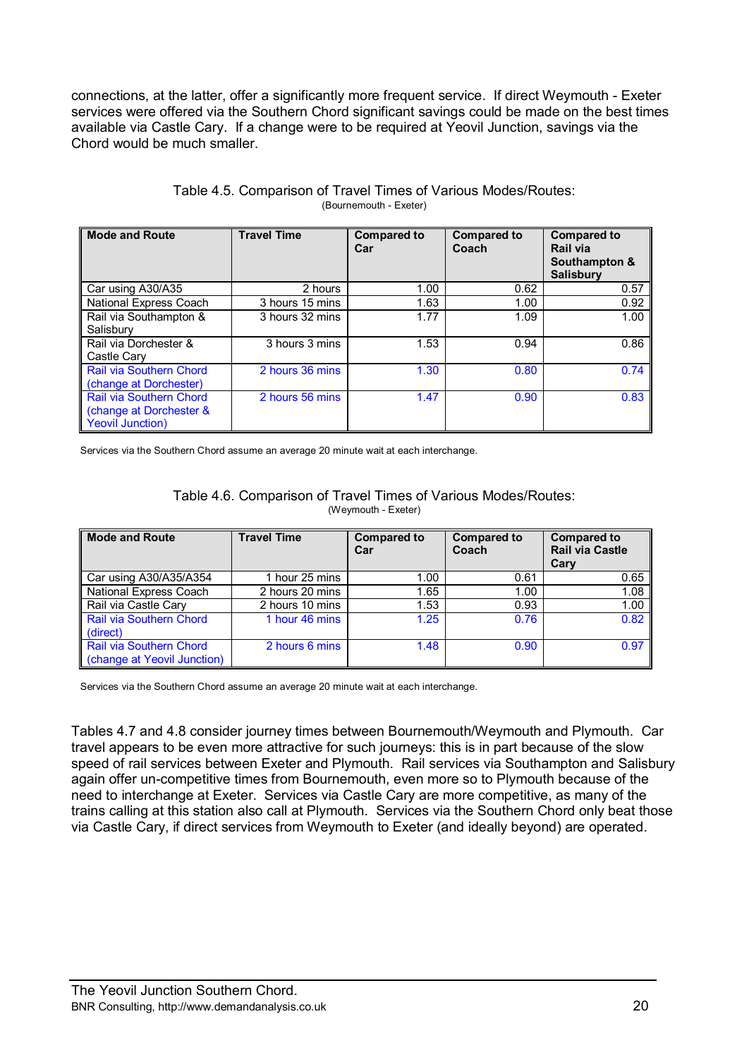connections, at the latter, offer a significantly more frequent service. If direct Weymouth - Exeter services were offered via the Southern Chord significant savings could be made on the best times available via Castle Cary. If a change were to be required at Yeovil Junction, savings via the Chord would be much smaller.

Table 4.5. Comparison of Travel Times of Various Modes/Routes:
(Bournemouth - Exeter)

| Mode and Route | Travel Time | Compared to Car | Compared to Coach | Compared to Rail via Southampton & Salisbury |
|---|---|---|---|---|
| Car using A30/A35 | 2 hours | 1.00 | 0.62 | 0.57 |
| National Express Coach | 3 hours 15 mins | 1.63 | 1.00 | 0.92 |
| Rail via Southampton & Salisbury | 3 hours 32 mins | 1.77 | 1.09 | 1.00 |
| Rail via Dorchester & Castle Cary | 3 hours 3 mins | 1.53 | 0.94 | 0.86 |
| Rail via Southern Chord (change at Dorchester) | 2 hours 36 mins | 1.30 | 0.80 | 0.74 |
| Rail via Southern Chord (change at Dorchester & Yeovil Junction) | 2 hours 56 mins | 1.47 | 0.90 | 0.83 |

Services via the Southern Chord assume an average 20 minute wait at each interchange.

Table 4.6. Comparison of Travel Times of Various Modes/Routes:
(Weymouth - Exeter)

| Mode and Route | Travel Time | Compared to Car | Compared to Coach | Compared to Rail via Castle Cary |
|---|---|---|---|---|
| Car using A30/A35/A354 | 1 hour 25 mins | 1.00 | 0.61 | 0.65 |
| National Express Coach | 2 hours 20 mins | 1.65 | 1.00 | 1.08 |
| Rail via Castle Cary | 2 hours 10 mins | 1.53 | 0.93 | 1.00 |
| Rail via Southern Chord (direct) | 1 hour 46 mins | 1.25 | 0.76 | 0.82 |
| Rail via Southern Chord (change at Yeovil Junction) | 2 hours 6 mins | 1.48 | 0.90 | 0.97 |

Services via the Southern Chord assume an average 20 minute wait at each interchange.

Tables 4.7 and 4.8 consider journey times between Bournemouth/Weymouth and Plymouth. Car travel appears to be even more attractive for such journeys: this is in part because of the slow speed of rail services between Exeter and Plymouth. Rail services via Southampton and Salisbury again offer un-competitive times from Bournemouth, even more so to Plymouth because of the need to interchange at Exeter. Services via Castle Cary are more competitive, as many of the trains calling at this station also call at Plymouth. Services via the Southern Chord only beat those via Castle Cary, if direct services from Weymouth to Exeter (and ideally beyond) are operated.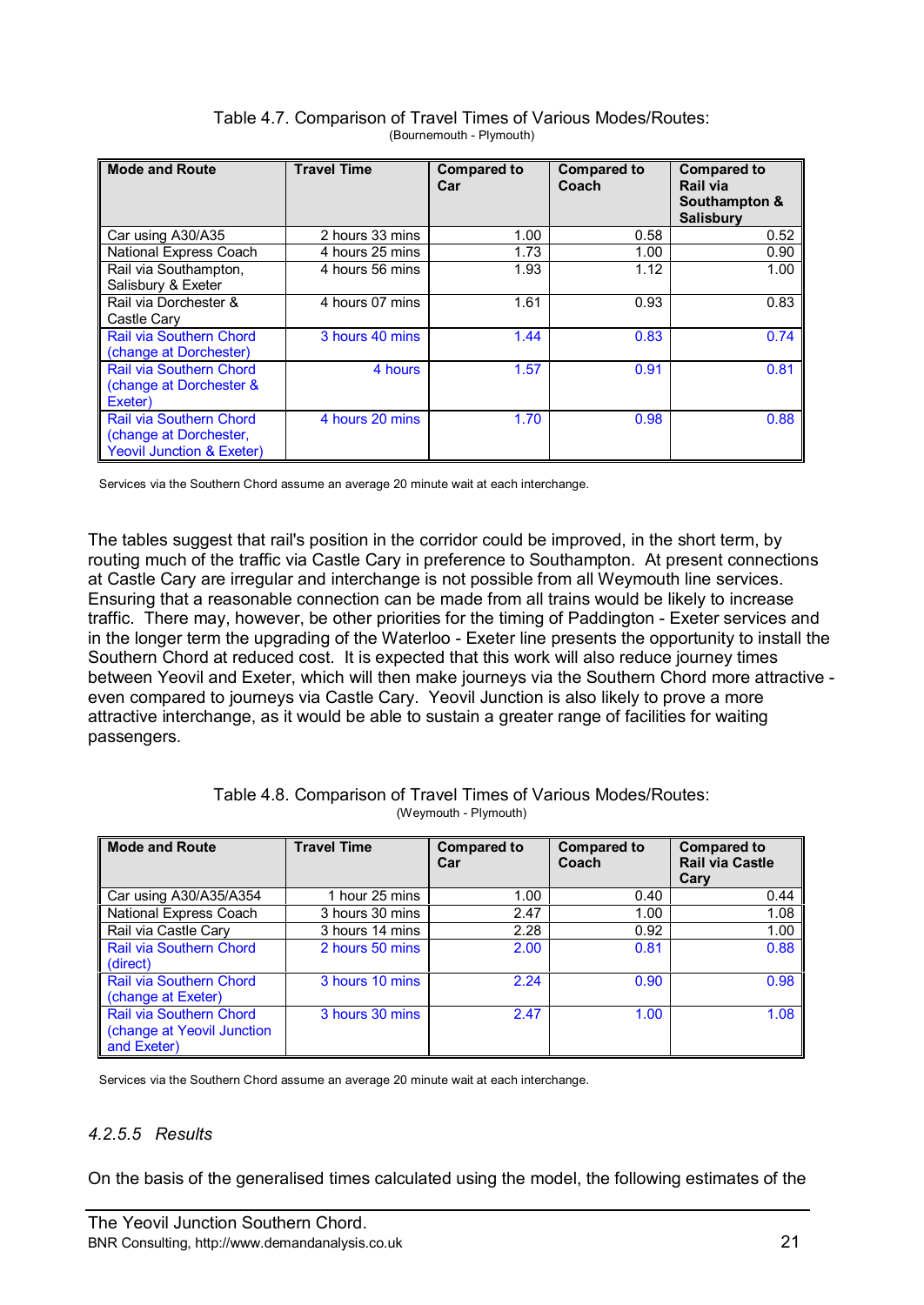Table 4.7. Comparison of Travel Times of Various Modes/Routes:
(Bournemouth - Plymouth)

| Mode and Route | Travel Time | Compared to Car | Compared to Coach | Compared to Rail via Southampton & Salisbury |
|---|---|---|---|---|
| Car using A30/A35 | 2 hours 33 mins | 1.00 | 0.58 | 0.52 |
| National Express Coach | 4 hours 25 mins | 1.73 | 1.00 | 0.90 |
| Rail via Southampton, Salisbury & Exeter | 4 hours 56 mins | 1.93 | 1.12 | 1.00 |
| Rail via Dorchester & Castle Cary | 4 hours 07 mins | 1.61 | 0.93 | 0.83 |
| Rail via Southern Chord (change at Dorchester) | 3 hours 40 mins | 1.44 | 0.83 | 0.74 |
| Rail via Southern Chord (change at Dorchester & Exeter) | 4 hours | 1.57 | 0.91 | 0.81 |
| Rail via Southern Chord (change at Dorchester, Yeovil Junction & Exeter) | 4 hours 20 mins | 1.70 | 0.98 | 0.88 |

Services via the Southern Chord assume an average 20 minute wait at each interchange.

The tables suggest that rail's position in the corridor could be improved, in the short term, by routing much of the traffic via Castle Cary in preference to Southampton. At present connections at Castle Cary are irregular and interchange is not possible from all Weymouth line services. Ensuring that a reasonable connection can be made from all trains would be likely to increase traffic. There may, however, be other priorities for the timing of Paddington - Exeter services and in the longer term the upgrading of the Waterloo - Exeter line presents the opportunity to install the Southern Chord at reduced cost. It is expected that this work will also reduce journey times between Yeovil and Exeter, which will then make journeys via the Southern Chord more attractive - even compared to journeys via Castle Cary. Yeovil Junction is also likely to prove a more attractive interchange, as it would be able to sustain a greater range of facilities for waiting passengers.

Table 4.8. Comparison of Travel Times of Various Modes/Routes:
(Weymouth - Plymouth)

| Mode and Route | Travel Time | Compared to Car | Compared to Coach | Compared to Rail via Castle Cary |
|---|---|---|---|---|
| Car using A30/A35/A354 | 1 hour 25 mins | 1.00 | 0.40 | 0.44 |
| National Express Coach | 3 hours 30 mins | 2.47 | 1.00 | 1.08 |
| Rail via Castle Cary | 3 hours 14 mins | 2.28 | 0.92 | 1.00 |
| Rail via Southern Chord (direct) | 2 hours 50 mins | 2.00 | 0.81 | 0.88 |
| Rail via Southern Chord (change at Exeter) | 3 hours 10 mins | 2.24 | 0.90 | 0.98 |
| Rail via Southern Chord (change at Yeovil Junction and Exeter) | 3 hours 30 mins | 2.47 | 1.00 | 1.08 |

Services via the Southern Chord assume an average 20 minute wait at each interchange.

#### *4.2.5.5 Results*

On the basis of the generalised times calculated using the model, the following estimates of the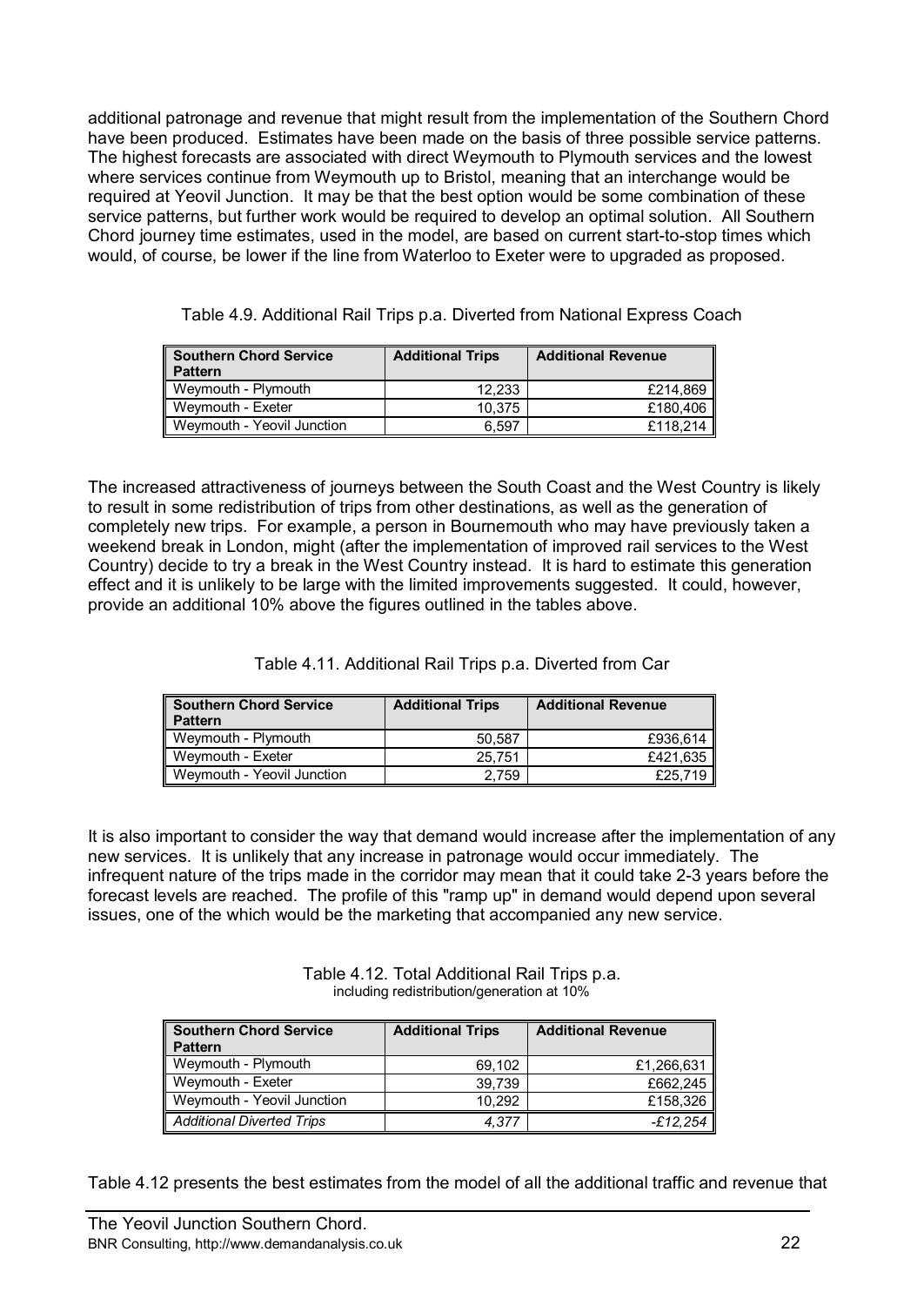additional patronage and revenue that might result from the implementation of the Southern Chord have been produced. Estimates have been made on the basis of three possible service patterns. The highest forecasts are associated with direct Weymouth to Plymouth services and the lowest where services continue from Weymouth up to Bristol, meaning that an interchange would be required at Yeovil Junction. It may be that the best option would be some combination of these service patterns, but further work would be required to develop an optimal solution. All Southern Chord journey time estimates, used in the model, are based on current start-to-stop times which would, of course, be lower if the line from Waterloo to Exeter were to upgraded as proposed.

Table 4.9. Additional Rail Trips p.a. Diverted from National Express Coach

| Southern Chord Service Pattern | Additional Trips | Additional Revenue |
|---|---|---|
| Weymouth - Plymouth | 12,233 | £214,869 |
| Weymouth - Exeter | 10,375 | £180,406 |
| Weymouth - Yeovil Junction | 6,597 | £118,214 |

The increased attractiveness of journeys between the South Coast and the West Country is likely to result in some redistribution of trips from other destinations, as well as the generation of completely new trips. For example, a person in Bournemouth who may have previously taken a weekend break in London, might (after the implementation of improved rail services to the West Country) decide to try a break in the West Country instead. It is hard to estimate this generation effect and it is unlikely to be large with the limited improvements suggested. It could, however, provide an additional 10% above the figures outlined in the tables above.

Table 4.11. Additional Rail Trips p.a. Diverted from Car

| Southern Chord Service Pattern | Additional Trips | Additional Revenue |
|---|---|---|
| Weymouth - Plymouth | 50,587 | £936,614 |
| Weymouth - Exeter | 25,751 | £421,635 |
| Weymouth - Yeovil Junction | 2,759 | £25,719 |

It is also important to consider the way that demand would increase after the implementation of any new services. It is unlikely that any increase in patronage would occur immediately. The infrequent nature of the trips made in the corridor may mean that it could take 2-3 years before the forecast levels are reached. The profile of this "ramp up" in demand would depend upon several issues, one of the which would be the marketing that accompanied any new service.

Table 4.12. Total Additional Rail Trips p.a.
including redistribution/generation at 10%

| Southern Chord Service Pattern | Additional Trips | Additional Revenue |
|---|---|---|
| Weymouth - Plymouth | 69,102 | £1,266,631 |
| Weymouth - Exeter | 39,739 | £662,245 |
| Weymouth - Yeovil Junction | 10,292 | £158,326 |
| *Additional Diverted Trips* | *4,377* | *-£12,254* |

Table 4.12 presents the best estimates from the model of all the additional traffic and revenue that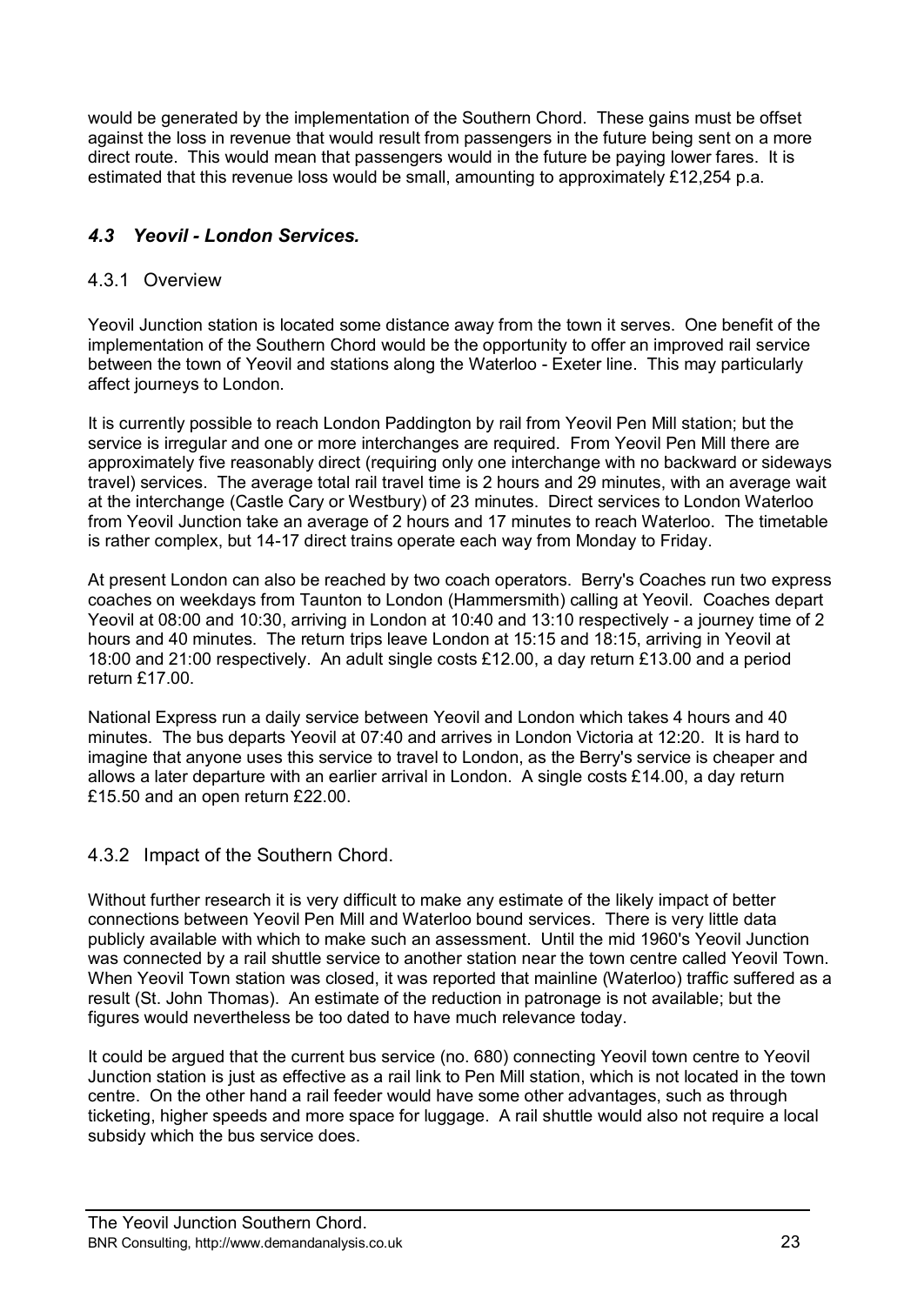would be generated by the implementation of the Southern Chord. These gains must be offset against the loss in revenue that would result from passengers in the future being sent on a more direct route. This would mean that passengers would in the future be paying lower fares. It is estimated that this revenue loss would be small, amounting to approximately £12,254 p.a.

## *4.3 Yeovil - London Services.*

### 4.3.1 Overview

Yeovil Junction station is located some distance away from the town it serves. One benefit of the implementation of the Southern Chord would be the opportunity to offer an improved rail service between the town of Yeovil and stations along the Waterloo - Exeter line. This may particularly affect journeys to London.

It is currently possible to reach London Paddington by rail from Yeovil Pen Mill station; but the service is irregular and one or more interchanges are required. From Yeovil Pen Mill there are approximately five reasonably direct (requiring only one interchange with no backward or sideways travel) services. The average total rail travel time is 2 hours and 29 minutes, with an average wait at the interchange (Castle Cary or Westbury) of 23 minutes. Direct services to London Waterloo from Yeovil Junction take an average of 2 hours and 17 minutes to reach Waterloo. The timetable is rather complex, but 14-17 direct trains operate each way from Monday to Friday.

At present London can also be reached by two coach operators. Berry's Coaches run two express coaches on weekdays from Taunton to London (Hammersmith) calling at Yeovil. Coaches depart Yeovil at 08:00 and 10:30, arriving in London at 10:40 and 13:10 respectively - a journey time of 2 hours and 40 minutes. The return trips leave London at 15:15 and 18:15, arriving in Yeovil at 18:00 and 21:00 respectively. An adult single costs £12.00, a day return £13.00 and a period return £17.00.

National Express run a daily service between Yeovil and London which takes 4 hours and 40 minutes. The bus departs Yeovil at 07:40 and arrives in London Victoria at 12:20. It is hard to imagine that anyone uses this service to travel to London, as the Berry's service is cheaper and allows a later departure with an earlier arrival in London. A single costs £14.00, a day return £15.50 and an open return £22.00.

### 4.3.2 Impact of the Southern Chord.

Without further research it is very difficult to make any estimate of the likely impact of better connections between Yeovil Pen Mill and Waterloo bound services. There is very little data publicly available with which to make such an assessment. Until the mid 1960's Yeovil Junction was connected by a rail shuttle service to another station near the town centre called Yeovil Town. When Yeovil Town station was closed, it was reported that mainline (Waterloo) traffic suffered as a result (St. John Thomas). An estimate of the reduction in patronage is not available; but the figures would nevertheless be too dated to have much relevance today.

It could be argued that the current bus service (no. 680) connecting Yeovil town centre to Yeovil Junction station is just as effective as a rail link to Pen Mill station, which is not located in the town centre. On the other hand a rail feeder would have some other advantages, such as through ticketing, higher speeds and more space for luggage. A rail shuttle would also not require a local subsidy which the bus service does.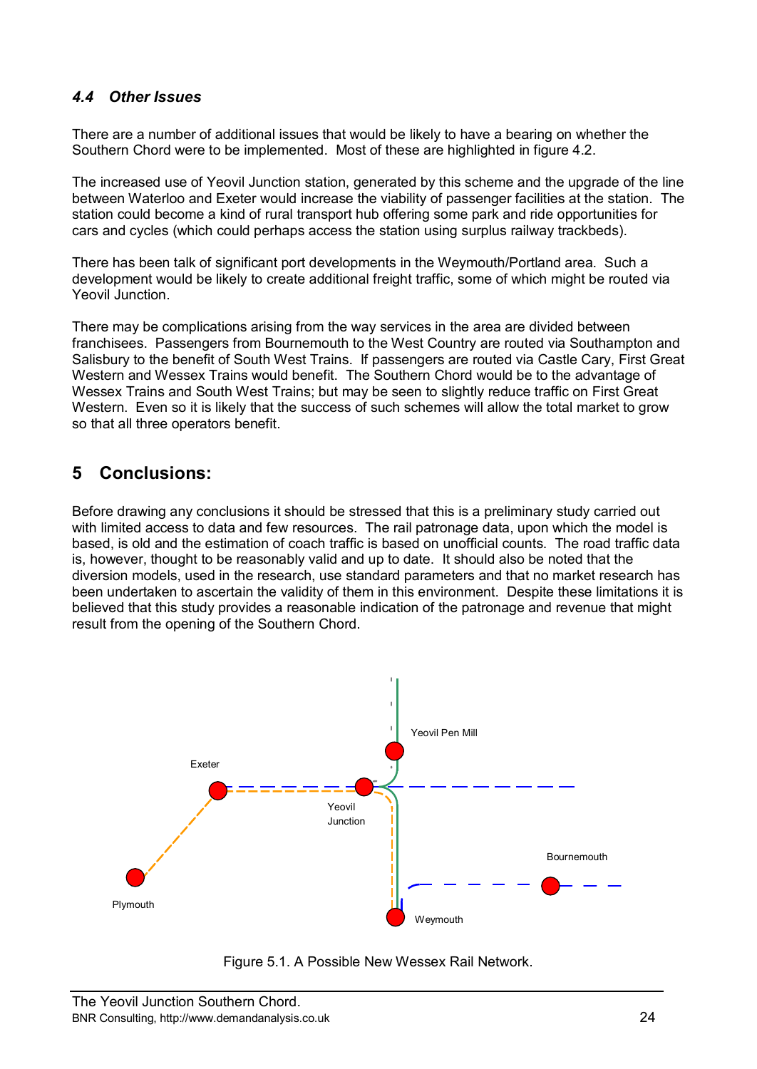### 4.4 *Other Issues*

There are a number of additional issues that would be likely to have a bearing on whether the Southern Chord were to be implemented. Most of these are highlighted in figure 4.2.

The increased use of Yeovil Junction station, generated by this scheme and the upgrade of the line between Waterloo and Exeter would increase the viability of passenger facilities at the station. The station could become a kind of rural transport hub offering some park and ride opportunities for cars and cycles (which could perhaps access the station using surplus railway trackbeds).

There has been talk of significant port developments in the Weymouth/Portland area. Such a development would be likely to create additional freight traffic, some of which might be routed via Yeovil Junction.

There may be complications arising from the way services in the area are divided between franchisees. Passengers from Bournemouth to the West Country are routed via Southampton and Salisbury to the benefit of South West Trains. If passengers are routed via Castle Cary, First Great Western and Wessex Trains would benefit. The Southern Chord would be to the advantage of Wessex Trains and South West Trains; but may be seen to slightly reduce traffic on First Great Western. Even so it is likely that the success of such schemes will allow the total market to grow so that all three operators benefit.

## 5 Conclusions:

Before drawing any conclusions it should be stressed that this is a preliminary study carried out with limited access to data and few resources. The rail patronage data, upon which the model is based, is old and the estimation of coach traffic is based on unofficial counts. The road traffic data is, however, thought to be reasonably valid and up to date. It should also be noted that the diversion models, used in the research, use standard parameters and that no market research has been undertaken to ascertain the validity of them in this environment. Despite these limitations it is believed that this study provides a reasonable indication of the patronage and revenue that might result from the opening of the Southern Chord.

Figure 5.1. A Possible New Wessex Rail Network.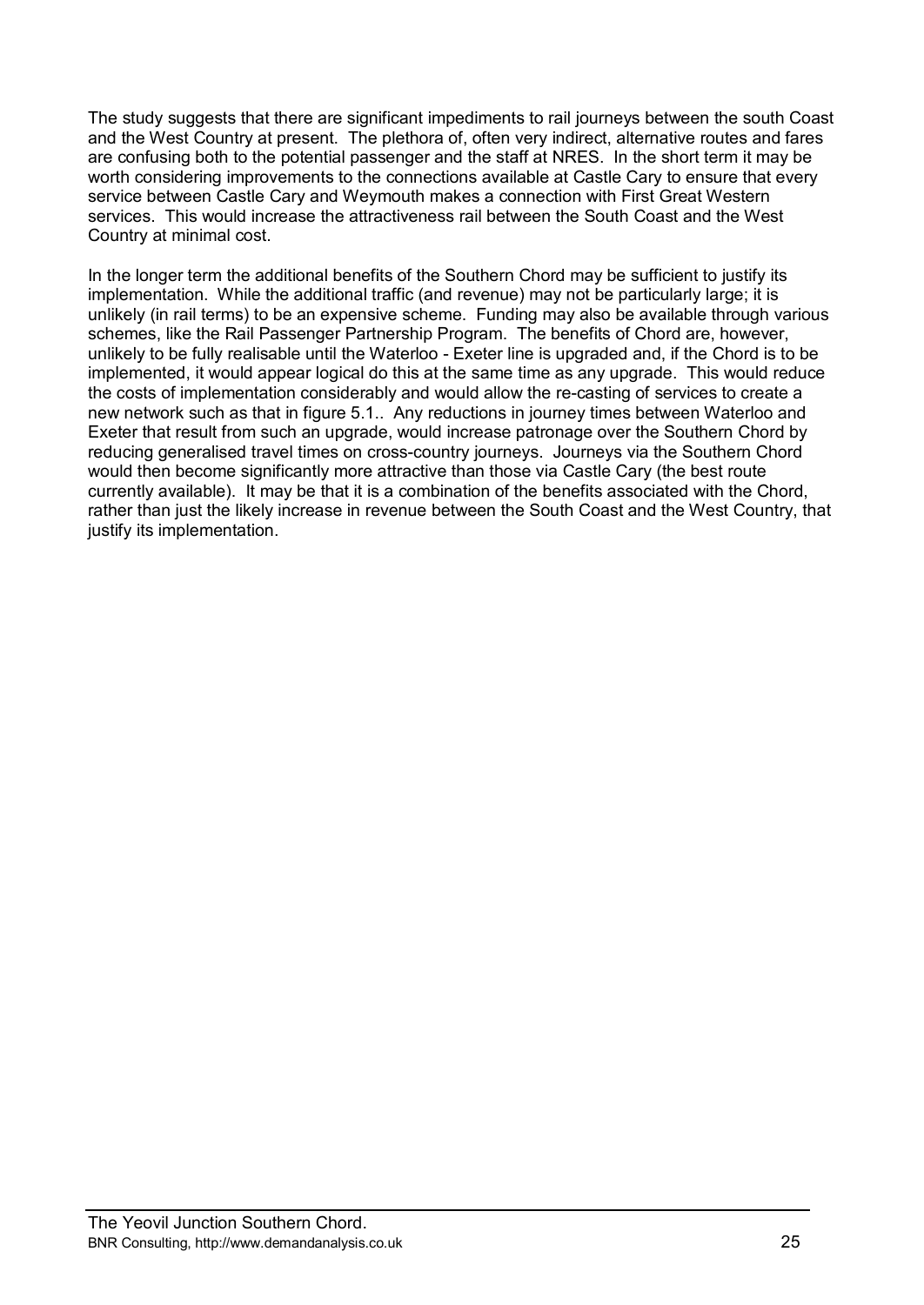The study suggests that there are significant impediments to rail journeys between the south Coast and the West Country at present. The plethora of, often very indirect, alternative routes and fares are confusing both to the potential passenger and the staff at NRES. In the short term it may be worth considering improvements to the connections available at Castle Cary to ensure that every service between Castle Cary and Weymouth makes a connection with First Great Western services. This would increase the attractiveness rail between the South Coast and the West Country at minimal cost.

In the longer term the additional benefits of the Southern Chord may be sufficient to justify its implementation. While the additional traffic (and revenue) may not be particularly large; it is unlikely (in rail terms) to be an expensive scheme. Funding may also be available through various schemes, like the Rail Passenger Partnership Program. The benefits of Chord are, however, unlikely to be fully realisable until the Waterloo - Exeter line is upgraded and, if the Chord is to be implemented, it would appear logical do this at the same time as any upgrade. This would reduce the costs of implementation considerably and would allow the re-casting of services to create a new network such as that in figure 5.1.. Any reductions in journey times between Waterloo and Exeter that result from such an upgrade, would increase patronage over the Southern Chord by reducing generalised travel times on cross-country journeys. Journeys via the Southern Chord would then become significantly more attractive than those via Castle Cary (the best route currently available). It may be that it is a combination of the benefits associated with the Chord, rather than just the likely increase in revenue between the South Coast and the West Country, that justify its implementation.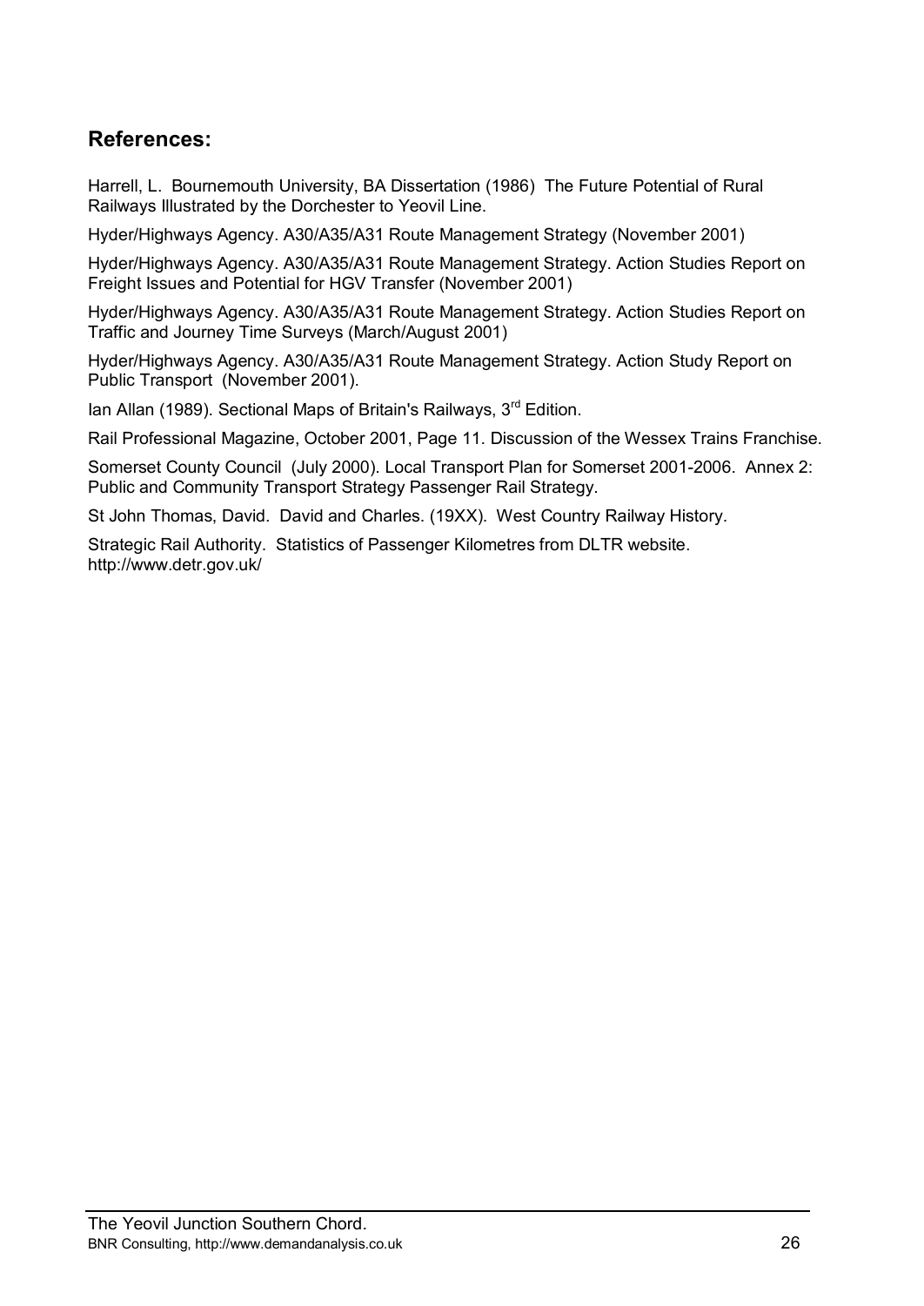## References:

Harrell, L. Bournemouth University, BA Dissertation (1986) The Future Potential of Rural Railways Illustrated by the Dorchester to Yeovil Line.

Hyder/Highways Agency. A30/A35/A31 Route Management Strategy (November 2001)

Hyder/Highways Agency. A30/A35/A31 Route Management Strategy. Action Studies Report on Freight Issues and Potential for HGV Transfer (November 2001)

Hyder/Highways Agency. A30/A35/A31 Route Management Strategy. Action Studies Report on Traffic and Journey Time Surveys (March/August 2001)

Hyder/Highways Agency. A30/A35/A31 Route Management Strategy. Action Study Report on Public Transport (November 2001).

Ian Allan (1989). Sectional Maps of Britain's Railways, 3rd Edition.

Rail Professional Magazine, October 2001, Page 11. Discussion of the Wessex Trains Franchise.

Somerset County Council (July 2000). Local Transport Plan for Somerset 2001-2006. Annex 2: Public and Community Transport Strategy Passenger Rail Strategy.

St John Thomas, David. David and Charles. (19XX). West Country Railway History.

Strategic Rail Authority. Statistics of Passenger Kilometres from DLTR website. http://www.detr.gov.uk/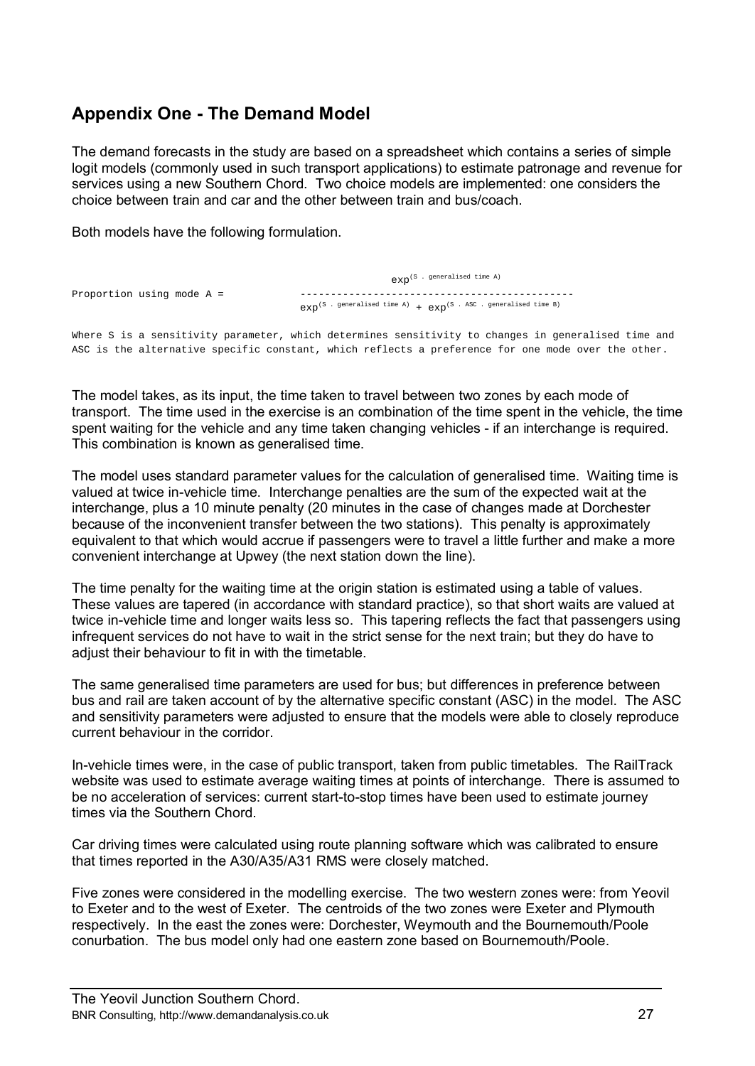## Appendix One - The Demand Model

The demand forecasts in the study are based on a spreadsheet which contains a series of simple logit models (commonly used in such transport applications) to estimate patronage and revenue for services using a new Southern Chord. Two choice models are implemented: one considers the choice between train and car and the other between train and bus/coach.

Both models have the following formulation.

$$\text{Proportion using mode A} = \frac{\exp^{(S \,.\, \text{generalised time A})}}{\exp^{(S \,.\, \text{generalised time A})} + \exp^{(S \,.\, \text{ASC} \,.\, \text{generalised time B})}}$$

Where S is a sensitivity parameter, which determines sensitivity to changes in generalised time and ASC is the alternative specific constant, which reflects a preference for one mode over the other.

The model takes, as its input, the time taken to travel between two zones by each mode of transport. The time used in the exercise is an combination of the time spent in the vehicle, the time spent waiting for the vehicle and any time taken changing vehicles - if an interchange is required. This combination is known as generalised time.

The model uses standard parameter values for the calculation of generalised time. Waiting time is valued at twice in-vehicle time. Interchange penalties are the sum of the expected wait at the interchange, plus a 10 minute penalty (20 minutes in the case of changes made at Dorchester because of the inconvenient transfer between the two stations). This penalty is approximately equivalent to that which would accrue if passengers were to travel a little further and make a more convenient interchange at Upwey (the next station down the line).

The time penalty for the waiting time at the origin station is estimated using a table of values. These values are tapered (in accordance with standard practice), so that short waits are valued at twice in-vehicle time and longer waits less so. This tapering reflects the fact that passengers using infrequent services do not have to wait in the strict sense for the next train; but they do have to adjust their behaviour to fit in with the timetable.

The same generalised time parameters are used for bus; but differences in preference between bus and rail are taken account of by the alternative specific constant (ASC) in the model. The ASC and sensitivity parameters were adjusted to ensure that the models were able to closely reproduce current behaviour in the corridor.

In-vehicle times were, in the case of public transport, taken from public timetables. The RailTrack website was used to estimate average waiting times at points of interchange. There is assumed to be no acceleration of services: current start-to-stop times have been used to estimate journey times via the Southern Chord.

Car driving times were calculated using route planning software which was calibrated to ensure that times reported in the A30/A35/A31 RMS were closely matched.

Five zones were considered in the modelling exercise. The two western zones were: from Yeovil to Exeter and to the west of Exeter. The centroids of the two zones were Exeter and Plymouth respectively. In the east the zones were: Dorchester, Weymouth and the Bournemouth/Poole conurbation. The bus model only had one eastern zone based on Bournemouth/Poole.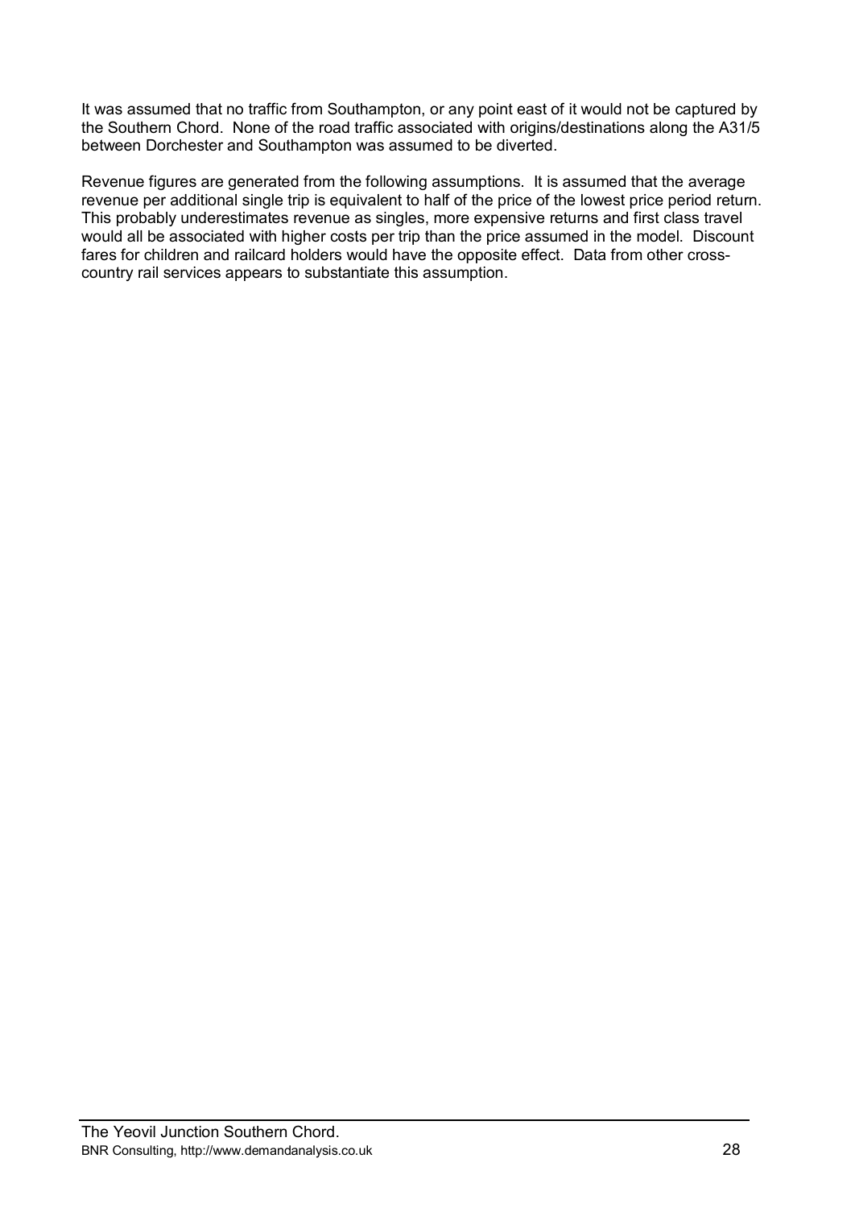It was assumed that no traffic from Southampton, or any point east of it would not be captured by the Southern Chord. None of the road traffic associated with origins/destinations along the A31/5 between Dorchester and Southampton was assumed to be diverted.

Revenue figures are generated from the following assumptions. It is assumed that the average revenue per additional single trip is equivalent to half of the price of the lowest price period return. This probably underestimates revenue as singles, more expensive returns and first class travel would all be associated with higher costs per trip than the price assumed in the model. Discount fares for children and railcard holders would have the opposite effect. Data from other cross-country rail services appears to substantiate this assumption.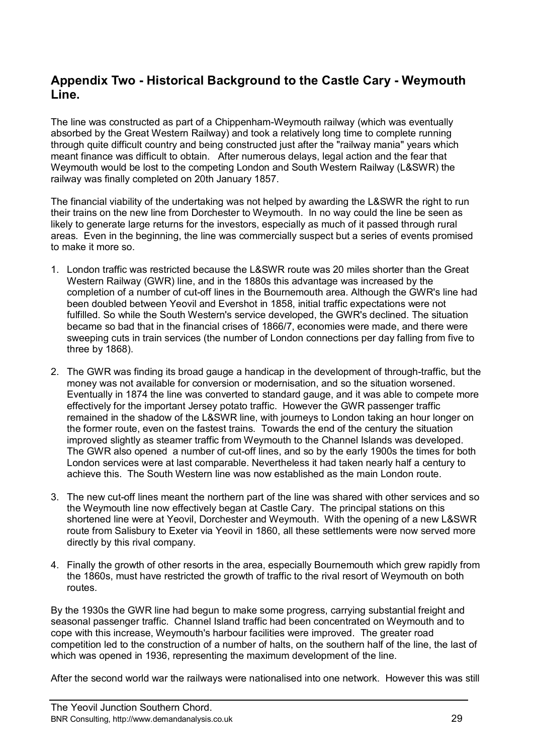## Appendix Two - Historical Background to the Castle Cary - Weymouth Line.

The line was constructed as part of a Chippenham-Weymouth railway (which was eventually absorbed by the Great Western Railway) and took a relatively long time to complete running through quite difficult country and being constructed just after the "railway mania" years which meant finance was difficult to obtain. After numerous delays, legal action and the fear that Weymouth would be lost to the competing London and South Western Railway (L&SWR) the railway was finally completed on 20th January 1857.

The financial viability of the undertaking was not helped by awarding the L&SWR the right to run their trains on the new line from Dorchester to Weymouth. In no way could the line be seen as likely to generate large returns for the investors, especially as much of it passed through rural areas. Even in the beginning, the line was commercially suspect but a series of events promised to make it more so.

1. London traffic was restricted because the L&SWR route was 20 miles shorter than the Great Western Railway (GWR) line, and in the 1880s this advantage was increased by the completion of a number of cut-off lines in the Bournemouth area. Although the GWR's line had been doubled between Yeovil and Evershot in 1858, initial traffic expectations were not fulfilled. So while the South Western's service developed, the GWR's declined. The situation became so bad that in the financial crises of 1866/7, economies were made, and there were sweeping cuts in train services (the number of London connections per day falling from five to three by 1868).

2. The GWR was finding its broad gauge a handicap in the development of through-traffic, but the money was not available for conversion or modernisation, and so the situation worsened. Eventually in 1874 the line was converted to standard gauge, and it was able to compete more effectively for the important Jersey potato traffic. However the GWR passenger traffic remained in the shadow of the L&SWR line, with journeys to London taking an hour longer on the former route, even on the fastest trains. Towards the end of the century the situation improved slightly as steamer traffic from Weymouth to the Channel Islands was developed. The GWR also opened a number of cut-off lines, and so by the early 1900s the times for both London services were at last comparable. Nevertheless it had taken nearly half a century to achieve this. The South Western line was now established as the main London route.

3. The new cut-off lines meant the northern part of the line was shared with other services and so the Weymouth line now effectively began at Castle Cary. The principal stations on this shortened line were at Yeovil, Dorchester and Weymouth. With the opening of a new L&SWR route from Salisbury to Exeter via Yeovil in 1860, all these settlements were now served more directly by this rival company.

4. Finally the growth of other resorts in the area, especially Bournemouth which grew rapidly from the 1860s, must have restricted the growth of traffic to the rival resort of Weymouth on both routes.

By the 1930s the GWR line had begun to make some progress, carrying substantial freight and seasonal passenger traffic. Channel Island traffic had been concentrated on Weymouth and to cope with this increase, Weymouth's harbour facilities were improved. The greater road competition led to the construction of a number of halts, on the southern half of the line, the last of which was opened in 1936, representing the maximum development of the line.

After the second world war the railways were nationalised into one network. However this was still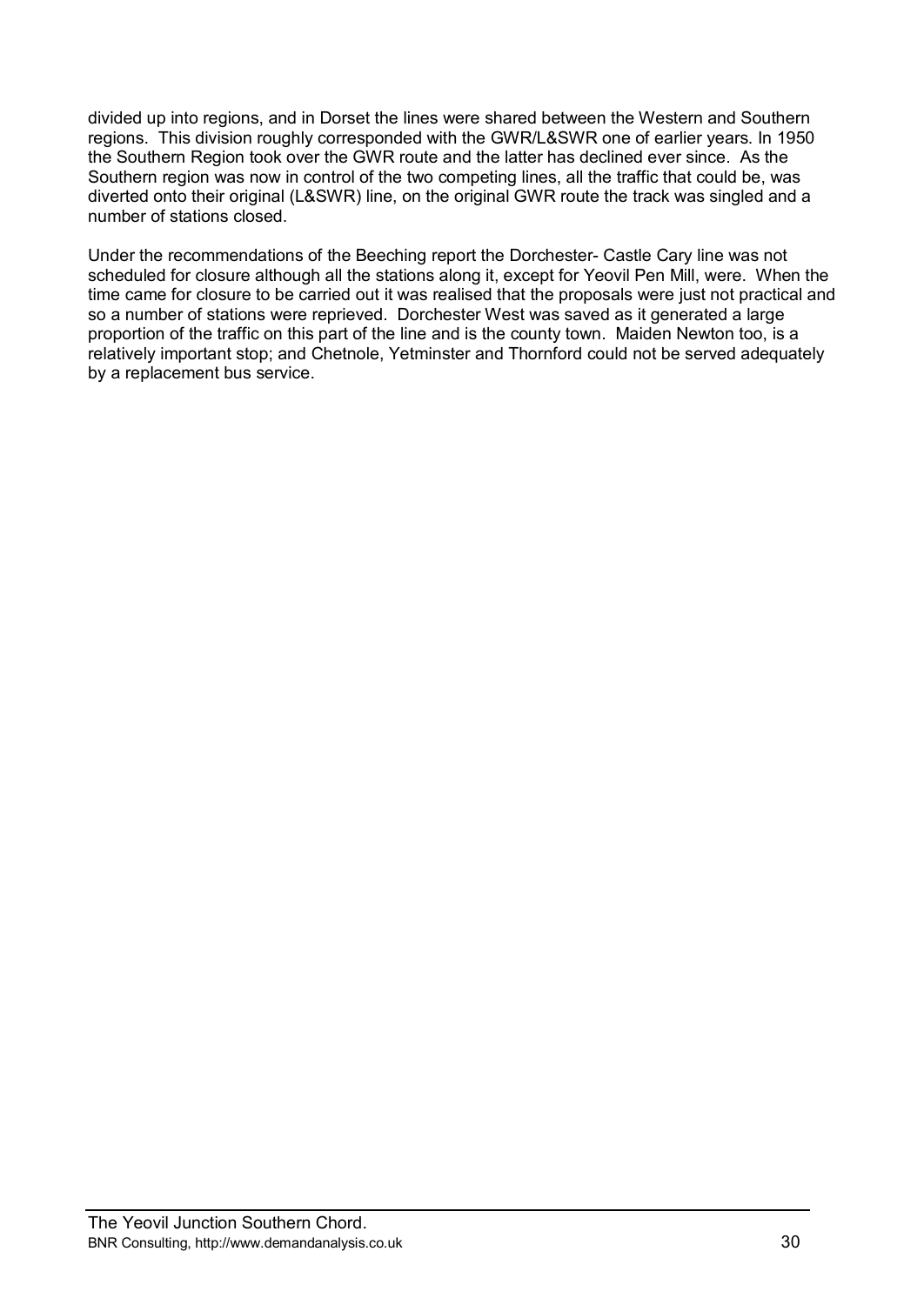divided up into regions, and in Dorset the lines were shared between the Western and Southern regions. This division roughly corresponded with the GWR/L&SWR one of earlier years. In 1950 the Southern Region took over the GWR route and the latter has declined ever since. As the Southern region was now in control of the two competing lines, all the traffic that could be, was diverted onto their original (L&SWR) line, on the original GWR route the track was singled and a number of stations closed.

Under the recommendations of the Beeching report the Dorchester- Castle Cary line was not scheduled for closure although all the stations along it, except for Yeovil Pen Mill, were. When the time came for closure to be carried out it was realised that the proposals were just not practical and so a number of stations were reprieved. Dorchester West was saved as it generated a large proportion of the traffic on this part of the line and is the county town. Maiden Newton too, is a relatively important stop; and Chetnole, Yetminster and Thornford could not be served adequately by a replacement bus service.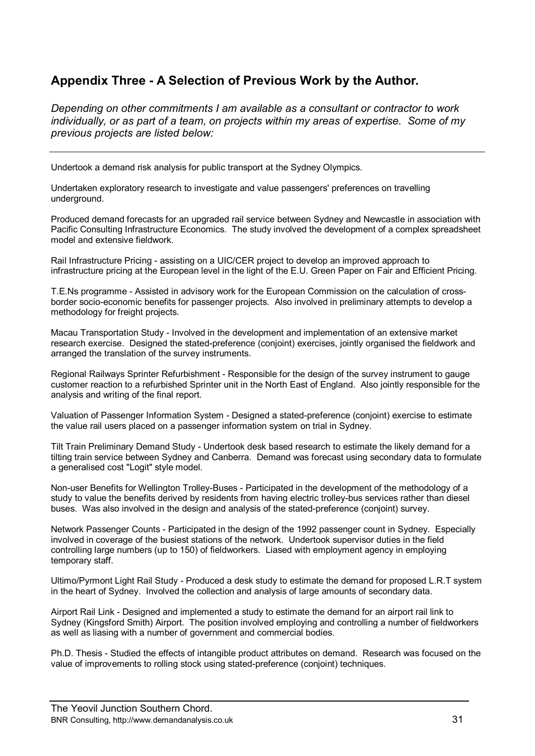## Appendix Three - A Selection of Previous Work by the Author.

*Depending on other commitments I am available as a consultant or contractor to work individually, or as part of a team, on projects within my areas of expertise. Some of my previous projects are listed below:*

---

Undertook a demand risk analysis for public transport at the Sydney Olympics.

Undertaken exploratory research to investigate and value passengers' preferences on travelling underground.

Produced demand forecasts for an upgraded rail service between Sydney and Newcastle in association with Pacific Consulting Infrastructure Economics. The study involved the development of a complex spreadsheet model and extensive fieldwork.

Rail Infrastructure Pricing - assisting on a UIC/CER project to develop an improved approach to infrastructure pricing at the European level in the light of the E.U. Green Paper on Fair and Efficient Pricing.

T.E.Ns programme - Assisted in advisory work for the European Commission on the calculation of cross-border socio-economic benefits for passenger projects. Also involved in preliminary attempts to develop a methodology for freight projects.

Macau Transportation Study - Involved in the development and implementation of an extensive market research exercise. Designed the stated-preference (conjoint) exercises, jointly organised the fieldwork and arranged the translation of the survey instruments.

Regional Railways Sprinter Refurbishment - Responsible for the design of the survey instrument to gauge customer reaction to a refurbished Sprinter unit in the North East of England. Also jointly responsible for the analysis and writing of the final report.

Valuation of Passenger Information System - Designed a stated-preference (conjoint) exercise to estimate the value rail users placed on a passenger information system on trial in Sydney.

Tilt Train Preliminary Demand Study - Undertook desk based research to estimate the likely demand for a tilting train service between Sydney and Canberra. Demand was forecast using secondary data to formulate a generalised cost "Logit" style model.

Non-user Benefits for Wellington Trolley-Buses - Participated in the development of the methodology of a study to value the benefits derived by residents from having electric trolley-bus services rather than diesel buses. Was also involved in the design and analysis of the stated-preference (conjoint) survey.

Network Passenger Counts - Participated in the design of the 1992 passenger count in Sydney. Especially involved in coverage of the busiest stations of the network. Undertook supervisor duties in the field controlling large numbers (up to 150) of fieldworkers. Liased with employment agency in employing temporary staff.

Ultimo/Pyrmont Light Rail Study - Produced a desk study to estimate the demand for proposed L.R.T system in the heart of Sydney. Involved the collection and analysis of large amounts of secondary data.

Airport Rail Link - Designed and implemented a study to estimate the demand for an airport rail link to Sydney (Kingsford Smith) Airport. The position involved employing and controlling a number of fieldworkers as well as liasing with a number of government and commercial bodies.

Ph.D. Thesis - Studied the effects of intangible product attributes on demand. Research was focused on the value of improvements to rolling stock using stated-preference (conjoint) techniques.